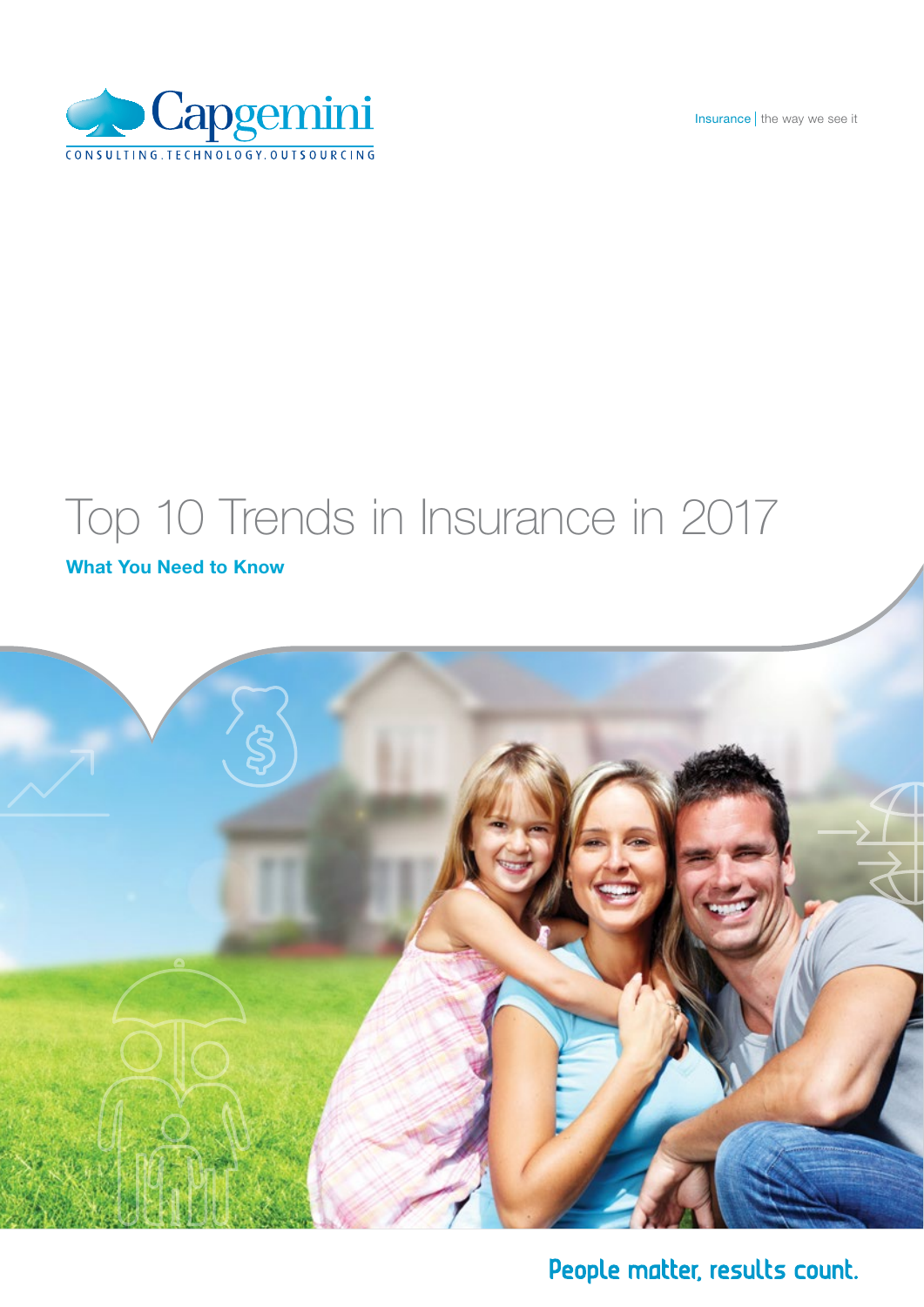Capgemini

CONSULTING.TECHNOLOGY.OUTSOURCING

Insurance | the way we see it

# Top 10 Trends in Insurance in 2017

**What You Need to Know**

People matter, results count.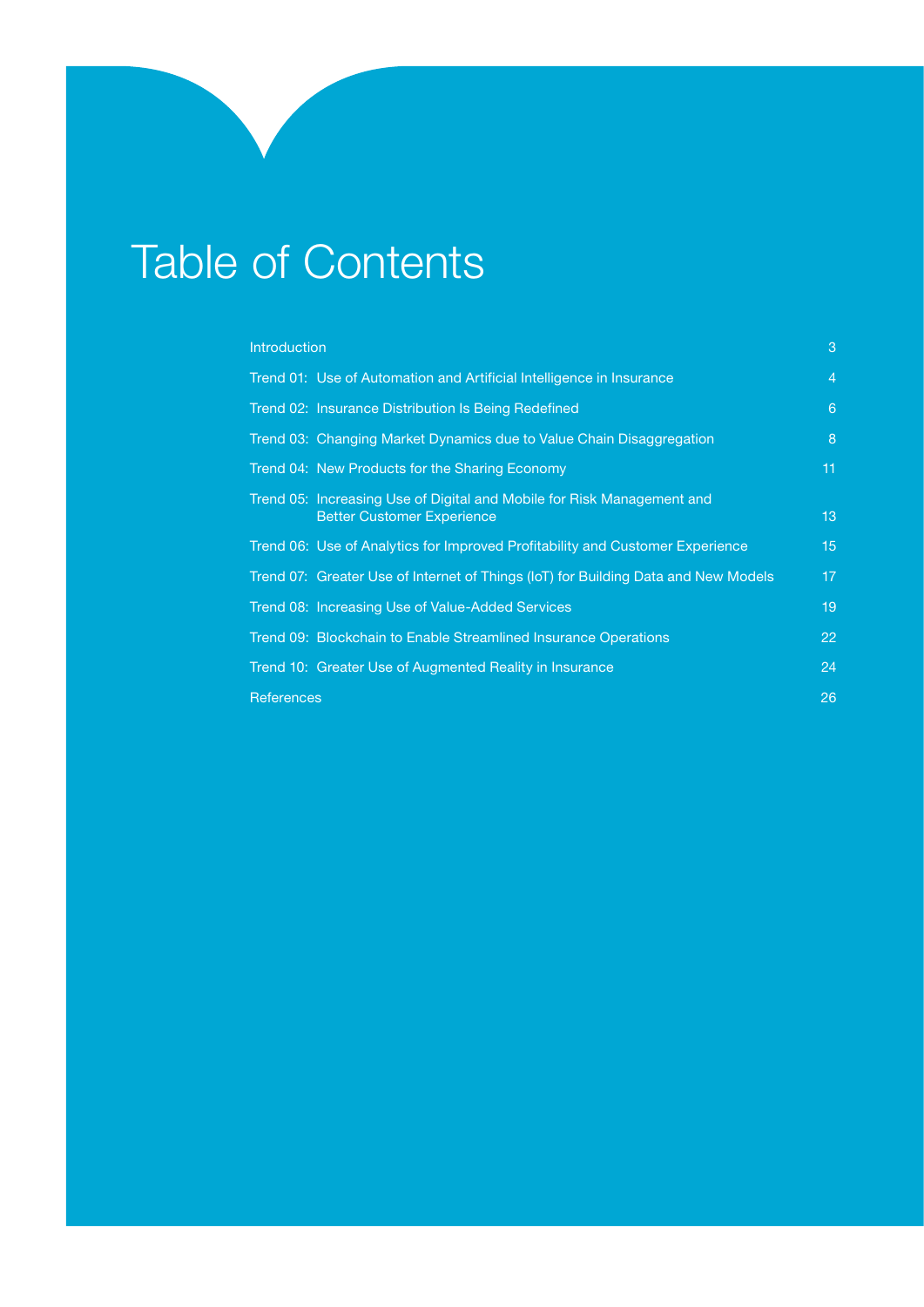# Table of Contents

| | |
|---|---|
| Introduction | 3 |
| Trend 01: Use of Automation and Artificial Intelligence in Insurance | 4 |
| Trend 02: Insurance Distribution Is Being Redefined | 6 |
| Trend 03: Changing Market Dynamics due to Value Chain Disaggregation | 8 |
| Trend 04: New Products for the Sharing Economy | 11 |
| Trend 05: Increasing Use of Digital and Mobile for Risk Management and Better Customer Experience | 13 |
| Trend 06: Use of Analytics for Improved Profitability and Customer Experience | 15 |
| Trend 07: Greater Use of Internet of Things (IoT) for Building Data and New Models | 17 |
| Trend 08: Increasing Use of Value-Added Services | 19 |
| Trend 09: Blockchain to Enable Streamlined Insurance Operations | 22 |
| Trend 10: Greater Use of Augmented Reality in Insurance | 24 |
| References | 26 |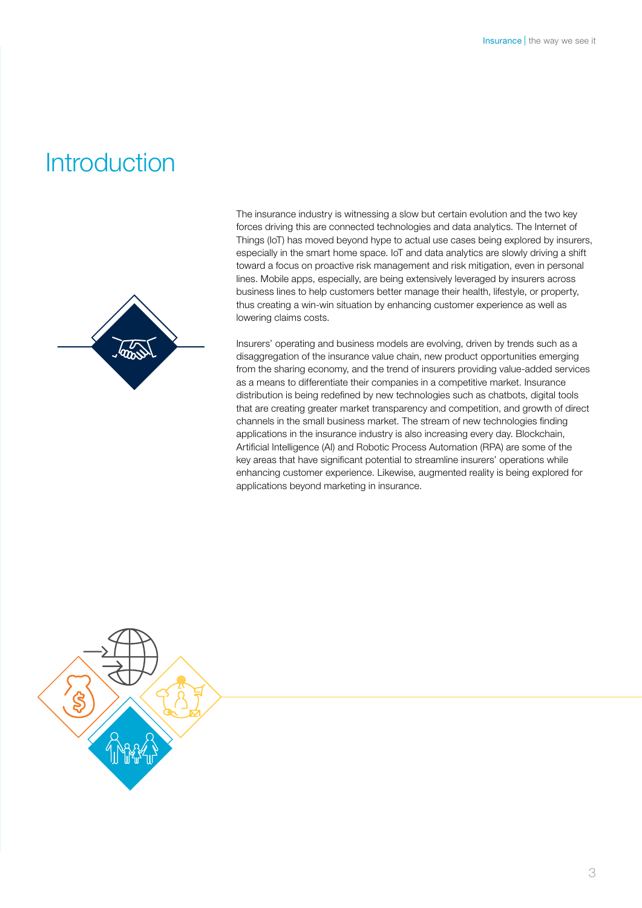# Introduction

The insurance industry is witnessing a slow but certain evolution and the two key forces driving this are connected technologies and data analytics. The Internet of Things (IoT) has moved beyond hype to actual use cases being explored by insurers, especially in the smart home space. IoT and data analytics are slowly driving a shift toward a focus on proactive risk management and risk mitigation, even in personal lines. Mobile apps, especially, are being extensively leveraged by insurers across business lines to help customers better manage their health, lifestyle, or property, thus creating a win-win situation by enhancing customer experience as well as lowering claims costs.

Insurers' operating and business models are evolving, driven by trends such as a disaggregation of the insurance value chain, new product opportunities emerging from the sharing economy, and the trend of insurers providing value-added services as a means to differentiate their companies in a competitive market. Insurance distribution is being redefined by new technologies such as chatbots, digital tools that are creating greater market transparency and competition, and growth of direct channels in the small business market. The stream of new technologies finding applications in the insurance industry is also increasing every day. Blockchain, Artificial Intelligence (AI) and Robotic Process Automation (RPA) are some of the key areas that have significant potential to streamline insurers' operations while enhancing customer experience. Likewise, augmented reality is being explored for applications beyond marketing in insurance.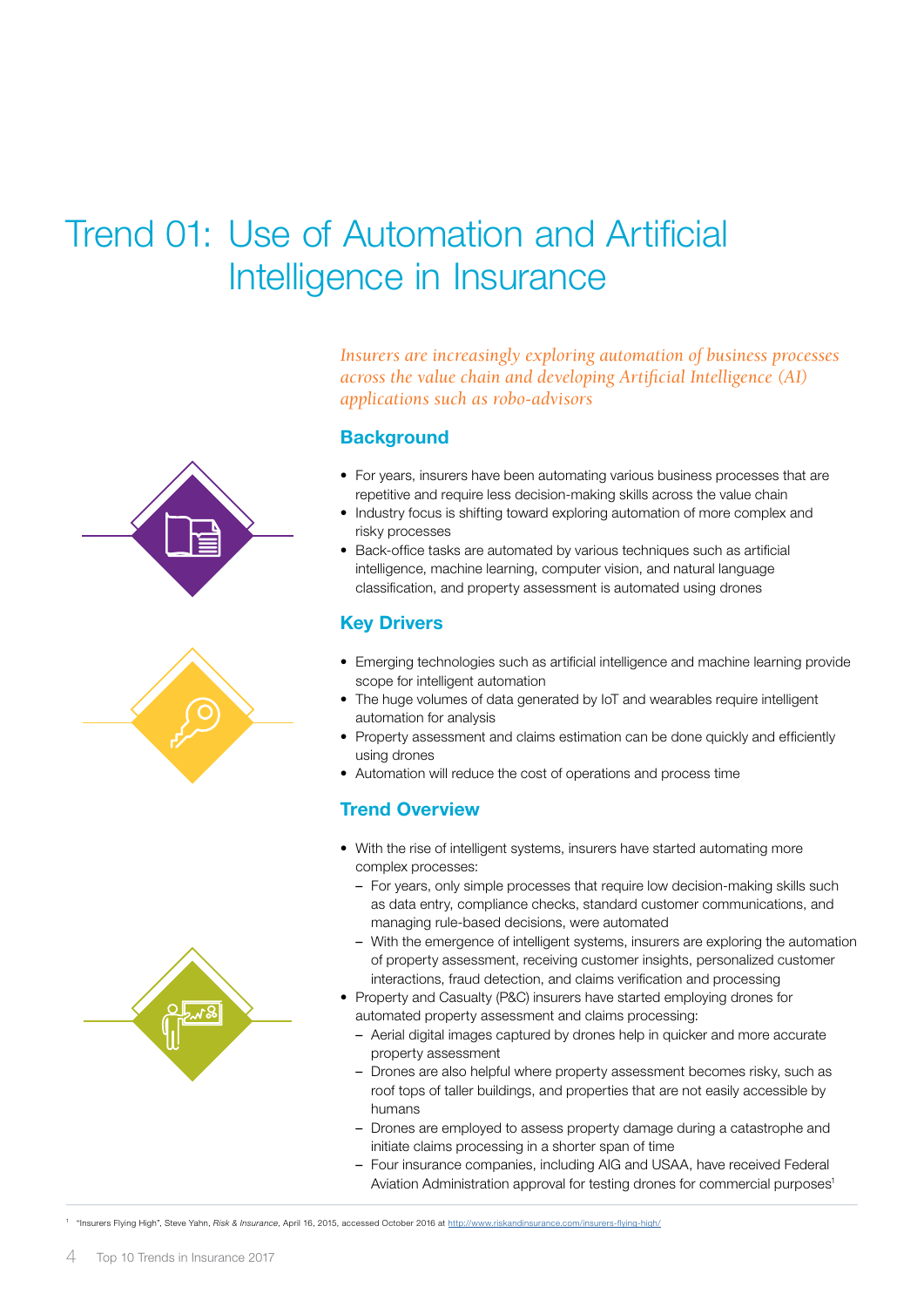# Trend 01: Use of Automation and Artificial Intelligence in Insurance

*Insurers are increasingly exploring automation of business processes across the value chain and developing Artificial Intelligence (AI) applications such as robo-advisors*

## Background

- For years, insurers have been automating various business processes that are repetitive and require less decision-making skills across the value chain
- Industry focus is shifting toward exploring automation of more complex and risky processes
- Back-office tasks are automated by various techniques such as artificial intelligence, machine learning, computer vision, and natural language classification, and property assessment is automated using drones

## Key Drivers

- Emerging technologies such as artificial intelligence and machine learning provide scope for intelligent automation
- The huge volumes of data generated by IoT and wearables require intelligent automation for analysis
- Property assessment and claims estimation can be done quickly and efficiently using drones
- Automation will reduce the cost of operations and process time

## Trend Overview

- With the rise of intelligent systems, insurers have started automating more complex processes:
  - For years, only simple processes that require low decision-making skills such as data entry, compliance checks, standard customer communications, and managing rule-based decisions, were automated
  - With the emergence of intelligent systems, insurers are exploring the automation of property assessment, receiving customer insights, personalized customer interactions, fraud detection, and claims verification and processing
- Property and Casualty (P&C) insurers have started employing drones for automated property assessment and claims processing:
  - Aerial digital images captured by drones help in quicker and more accurate property assessment
  - Drones are also helpful where property assessment becomes risky, such as roof tops of taller buildings, and properties that are not easily accessible by humans
  - Drones are employed to assess property damage during a catastrophe and initiate claims processing in a shorter span of time
  - Four insurance companies, including AIG and USAA, have received Federal Aviation Administration approval for testing drones for commercial purposes[1]

[1] "Insurers Flying High", Steve Yahn, *Risk & Insurance*, April 16, 2015, accessed October 2016 at http://www.riskandinsurance.com/insurers-flying-high/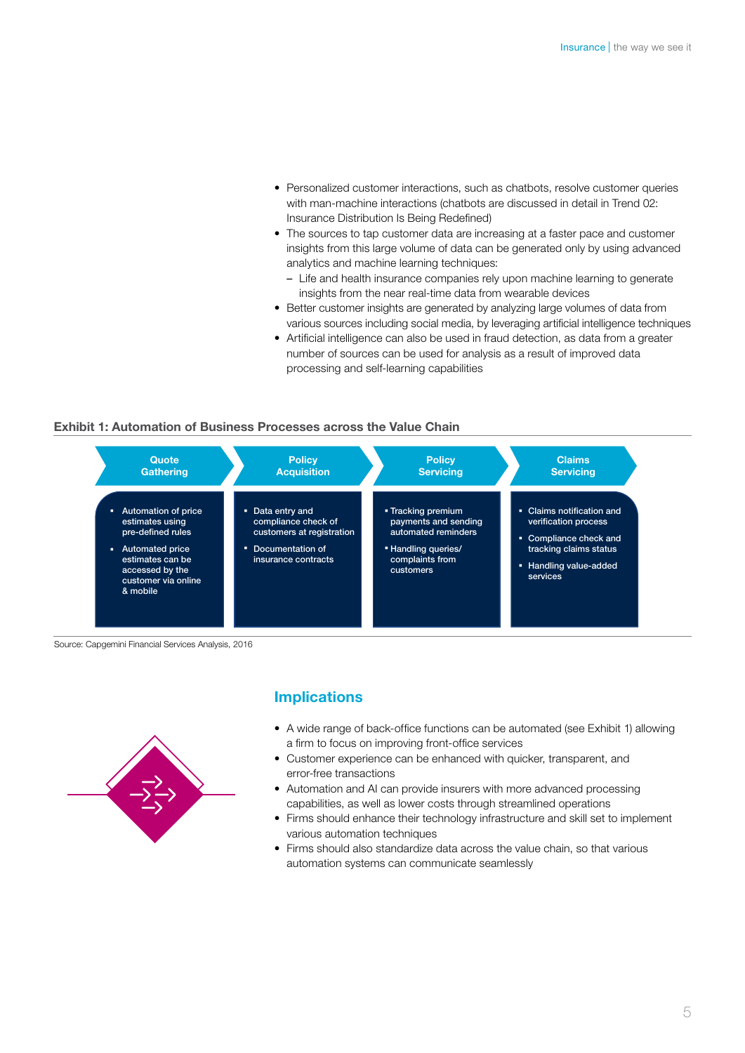- Personalized customer interactions, such as chatbots, resolve customer queries with man-machine interactions (chatbots are discussed in detail in Trend 02: Insurance Distribution Is Being Redefined)
- The sources to tap customer data are increasing at a faster pace and customer insights from this large volume of data can be generated only by using advanced analytics and machine learning techniques:
  - Life and health insurance companies rely upon machine learning to generate insights from the near real-time data from wearable devices
- Better customer insights are generated by analyzing large volumes of data from various sources including social media, by leveraging artificial intelligence techniques
- Artificial intelligence can also be used in fraud detection, as data from a greater number of sources can be used for analysis as a result of improved data processing and self-learning capabilities

**Exhibit 1: Automation of Business Processes across the Value Chain**

| Quote Gathering | Policy Acquisition | Policy Servicing | Claims Servicing |
|---|---|---|---|
| ▪ Automation of price estimates using pre-defined rules<br>▪ Automated price estimates can be accessed by the customer via online & mobile | ▪ Data entry and compliance check of customers at registration<br>▪ Documentation of insurance contracts | ▪ Tracking premium payments and sending automated reminders<br>▪ Handling queries/ complaints from customers | ▪ Claims notification and verification process<br>▪ Compliance check and tracking claims status<br>▪ Handling value-added services |

Source: Capgemini Financial Services Analysis, 2016

## Implications

- A wide range of back-office functions can be automated (see Exhibit 1) allowing a firm to focus on improving front-office services
- Customer experience can be enhanced with quicker, transparent, and error-free transactions
- Automation and AI can provide insurers with more advanced processing capabilities, as well as lower costs through streamlined operations
- Firms should enhance their technology infrastructure and skill set to implement various automation techniques
- Firms should also standardize data across the value chain, so that various automation systems can communicate seamlessly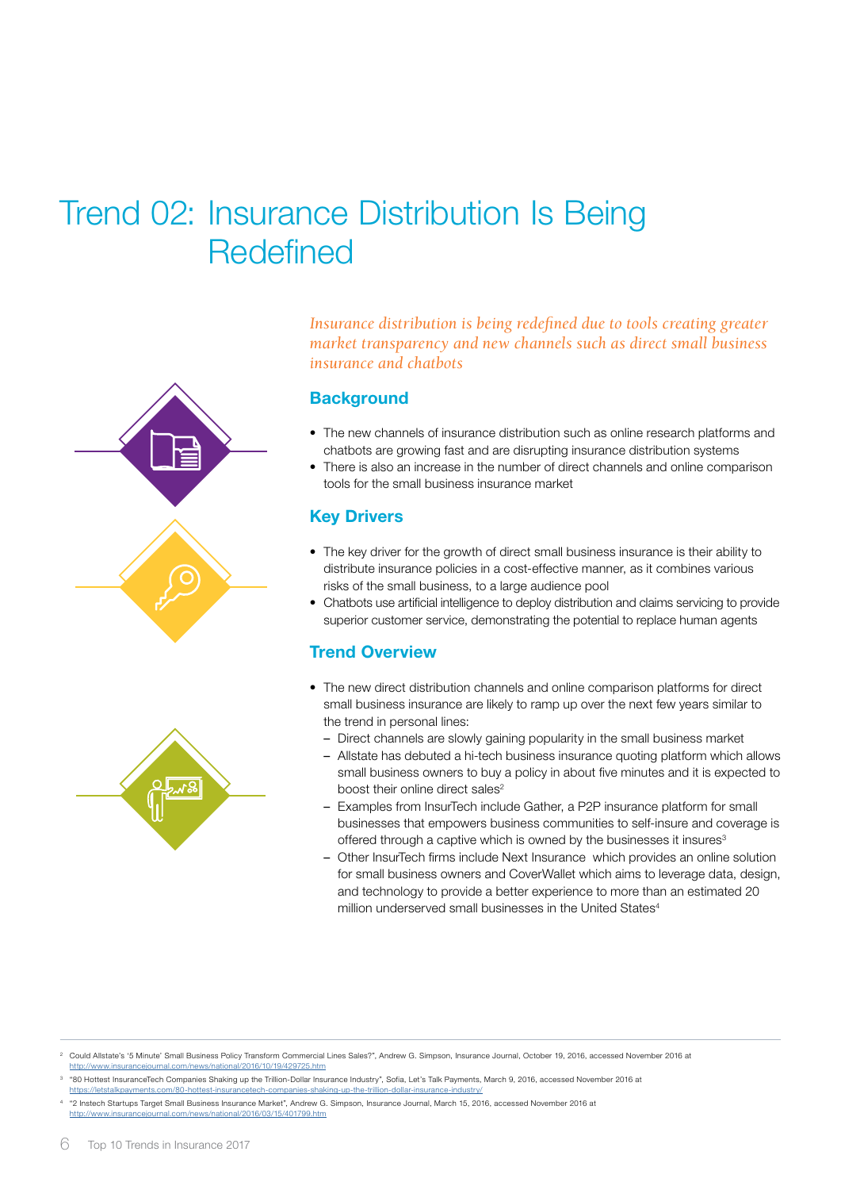# Trend 02: Insurance Distribution Is Being Redefined

*Insurance distribution is being redefined due to tools creating greater market transparency and new channels such as direct small business insurance and chatbots*

## Background

- The new channels of insurance distribution such as online research platforms and chatbots are growing fast and are disrupting insurance distribution systems
- There is also an increase in the number of direct channels and online comparison tools for the small business insurance market

## Key Drivers

- The key driver for the growth of direct small business insurance is their ability to distribute insurance policies in a cost-effective manner, as it combines various risks of the small business, to a large audience pool
- Chatbots use artificial intelligence to deploy distribution and claims servicing to provide superior customer service, demonstrating the potential to replace human agents

## Trend Overview

- The new direct distribution channels and online comparison platforms for direct small business insurance are likely to ramp up over the next few years similar to the trend in personal lines:
  - Direct channels are slowly gaining popularity in the small business market
  - Allstate has debuted a hi-tech business insurance quoting platform which allows small business owners to buy a policy in about five minutes and it is expected to boost their online direct sales[2]
  - Examples from InsurTech include Gather, a P2P insurance platform for small businesses that empowers business communities to self-insure and coverage is offered through a captive which is owned by the businesses it insures[3]
  - Other InsurTech firms include Next Insurance which provides an online solution for small business owners and CoverWallet which aims to leverage data, design, and technology to provide a better experience to more than an estimated 20 million underserved small businesses in the United States[4]

---

[2] Could Allstate's '5 Minute' Small Business Policy Transform Commercial Lines Sales?", Andrew G. Simpson, Insurance Journal, October 19, 2016, accessed November 2016 at http://www.insurancejournal.com/news/national/2016/10/19/429725.htm

[3] "80 Hottest InsuranceTech Companies Shaking up the Trillion-Dollar Insurance Industry", Sofia, Let's Talk Payments, March 9, 2016, accessed November 2016 at https://letstalkpayments.com/80-hottest-insurancetech-companies-shaking-up-the-trillion-dollar-insurance-industry/

[4] "2 Instech Startups Target Small Business Insurance Market", Andrew G. Simpson, Insurance Journal, March 15, 2016, accessed November 2016 at http://www.insurancejournal.com/news/national/2016/03/15/401799.htm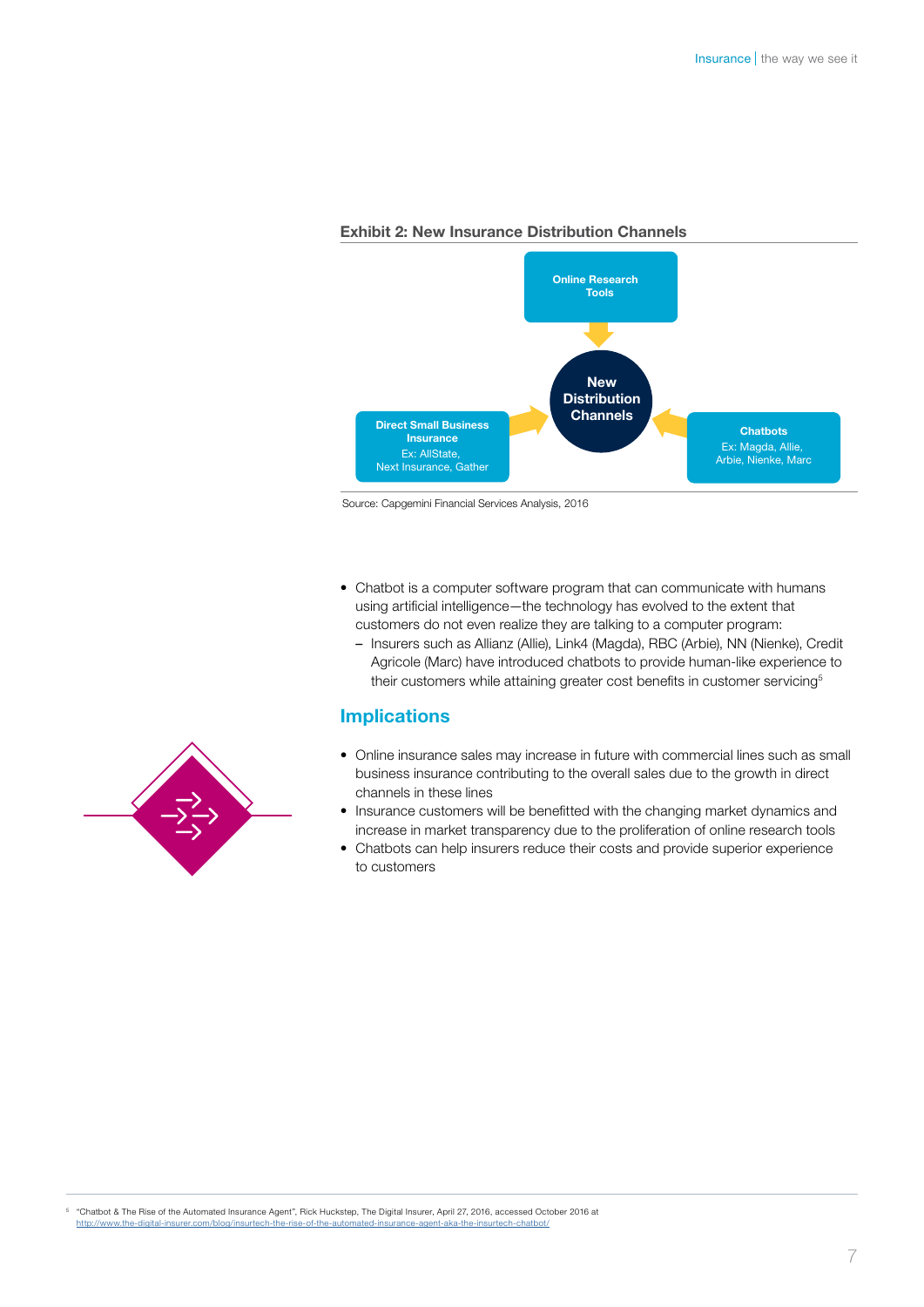**Exhibit 2: New Insurance Distribution Channels**

Online Research Tools

New Distribution Channels

Direct Small Business Insurance
Ex: AllState, Next Insurance, Gather

Chatbots
Ex: Magda, Allie, Arbie, Nienke, Marc

Source: Capgemini Financial Services Analysis, 2016

- Chatbot is a computer software program that can communicate with humans using artificial intelligence—the technology has evolved to the extent that customers do not even realize they are talking to a computer program:
  - Insurers such as Allianz (Allie), Link4 (Magda), RBC (Arbie), NN (Nienke), Credit Agricole (Marc) have introduced chatbots to provide human-like experience to their customers while attaining greater cost benefits in customer servicing[5]

## Implications

- Online insurance sales may increase in future with commercial lines such as small business insurance contributing to the overall sales due to the growth in direct channels in these lines
- Insurance customers will be benefitted with the changing market dynamics and increase in market transparency due to the proliferation of online research tools
- Chatbots can help insurers reduce their costs and provide superior experience to customers

[5] "Chatbot & The Rise of the Automated Insurance Agent", Rick Huckstep, The Digital Insurer, April 27, 2016, accessed October 2016 at http://www.the-digital-insurer.com/blog/insurtech-the-rise-of-the-automated-insurance-agent-aka-the-insurtech-chatbot/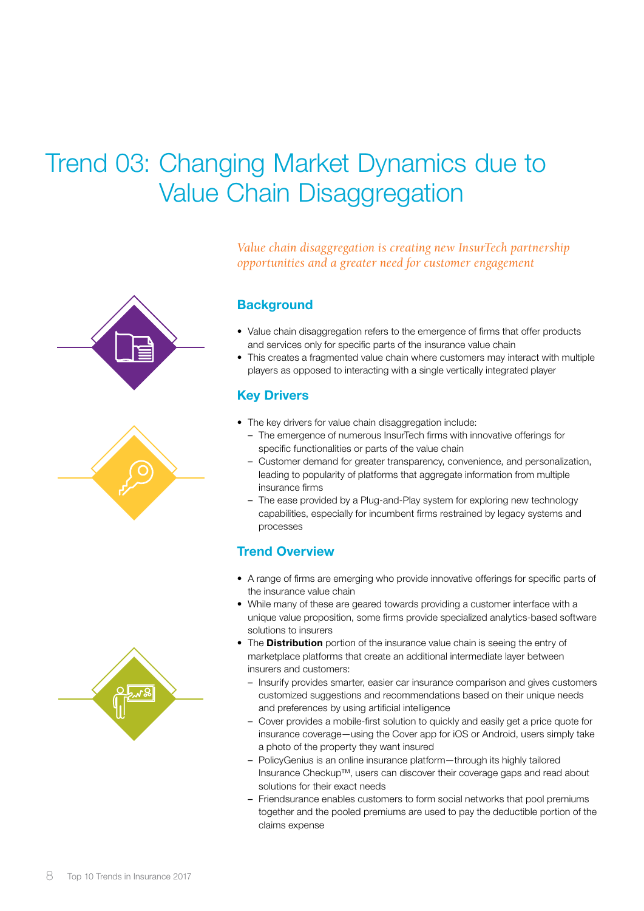# Trend 03: Changing Market Dynamics due to Value Chain Disaggregation

*Value chain disaggregation is creating new InsurTech partnership opportunities and a greater need for customer engagement*

## Background

- Value chain disaggregation refers to the emergence of firms that offer products and services only for specific parts of the insurance value chain
- This creates a fragmented value chain where customers may interact with multiple players as opposed to interacting with a single vertically integrated player

## Key Drivers

- The key drivers for value chain disaggregation include:
  - The emergence of numerous InsurTech firms with innovative offerings for specific functionalities or parts of the value chain
  - Customer demand for greater transparency, convenience, and personalization, leading to popularity of platforms that aggregate information from multiple insurance firms
  - The ease provided by a Plug-and-Play system for exploring new technology capabilities, especially for incumbent firms restrained by legacy systems and processes

## Trend Overview

- A range of firms are emerging who provide innovative offerings for specific parts of the insurance value chain
- While many of these are geared towards providing a customer interface with a unique value proposition, some firms provide specialized analytics-based software solutions to insurers
- The **Distribution** portion of the insurance value chain is seeing the entry of marketplace platforms that create an additional intermediate layer between insurers and customers:
  - Insurify provides smarter, easier car insurance comparison and gives customers customized suggestions and recommendations based on their unique needs and preferences by using artificial intelligence
  - Cover provides a mobile-first solution to quickly and easily get a price quote for insurance coverage—using the Cover app for iOS or Android, users simply take a photo of the property they want insured
  - PolicyGenius is an online insurance platform—through its highly tailored Insurance Checkup™, users can discover their coverage gaps and read about solutions for their exact needs
  - Friendsurance enables customers to form social networks that pool premiums together and the pooled premiums are used to pay the deductible portion of the claims expense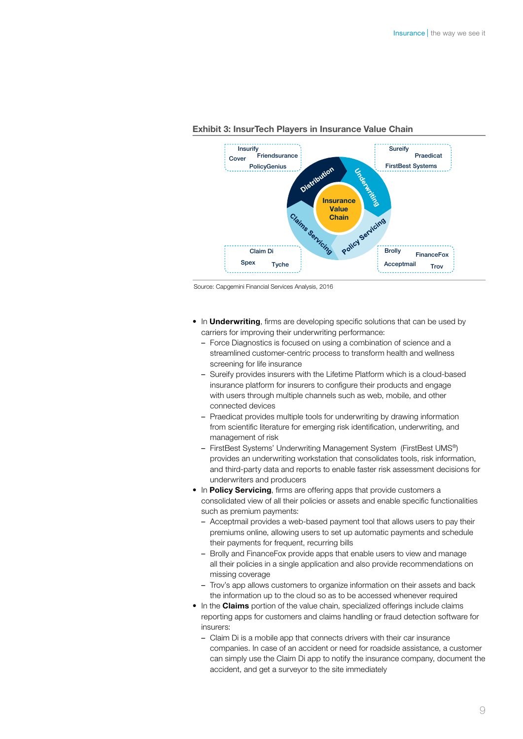**Exhibit 3: InsurTech Players in Insurance Value Chain**

Insurify
Cover
Friendsurance
PolicyGenius

Sureify
Praedicat
FirstBest Systems

Distribution
Underwriting
Insurance Value Chain
Claims Servicing
Policy Servicing

Claim Di
Spex
Tyche

Brolly
FinanceFox
Acceptmail
Trov

Source: Capgemini Financial Services Analysis, 2016

- In **Underwriting**, firms are developing specific solutions that can be used by carriers for improving their underwriting performance:
  - Force Diagnostics is focused on using a combination of science and a streamlined customer-centric process to transform health and wellness screening for life insurance
  - Sureify provides insurers with the Lifetime Platform which is a cloud-based insurance platform for insurers to configure their products and engage with users through multiple channels such as web, mobile, and other connected devices
  - Praedicat provides multiple tools for underwriting by drawing information from scientific literature for emerging risk identification, underwriting, and management of risk
  - FirstBest Systems' Underwriting Management System (FirstBest UMS®) provides an underwriting workstation that consolidates tools, risk information, and third-party data and reports to enable faster risk assessment decisions for underwriters and producers
- In **Policy Servicing**, firms are offering apps that provide customers a consolidated view of all their policies or assets and enable specific functionalities such as premium payments:
  - Acceptmail provides a web-based payment tool that allows users to pay their premiums online, allowing users to set up automatic payments and schedule their payments for frequent, recurring bills
  - Brolly and FinanceFox provide apps that enable users to view and manage all their policies in a single application and also provide recommendations on missing coverage
  - Trov's app allows customers to organize information on their assets and back the information up to the cloud so as to be accessed whenever required
- In the **Claims** portion of the value chain, specialized offerings include claims reporting apps for customers and claims handling or fraud detection software for insurers:
  - Claim Di is a mobile app that connects drivers with their car insurance companies. In case of an accident or need for roadside assistance, a customer can simply use the Claim Di app to notify the insurance company, document the accident, and get a surveyor to the site immediately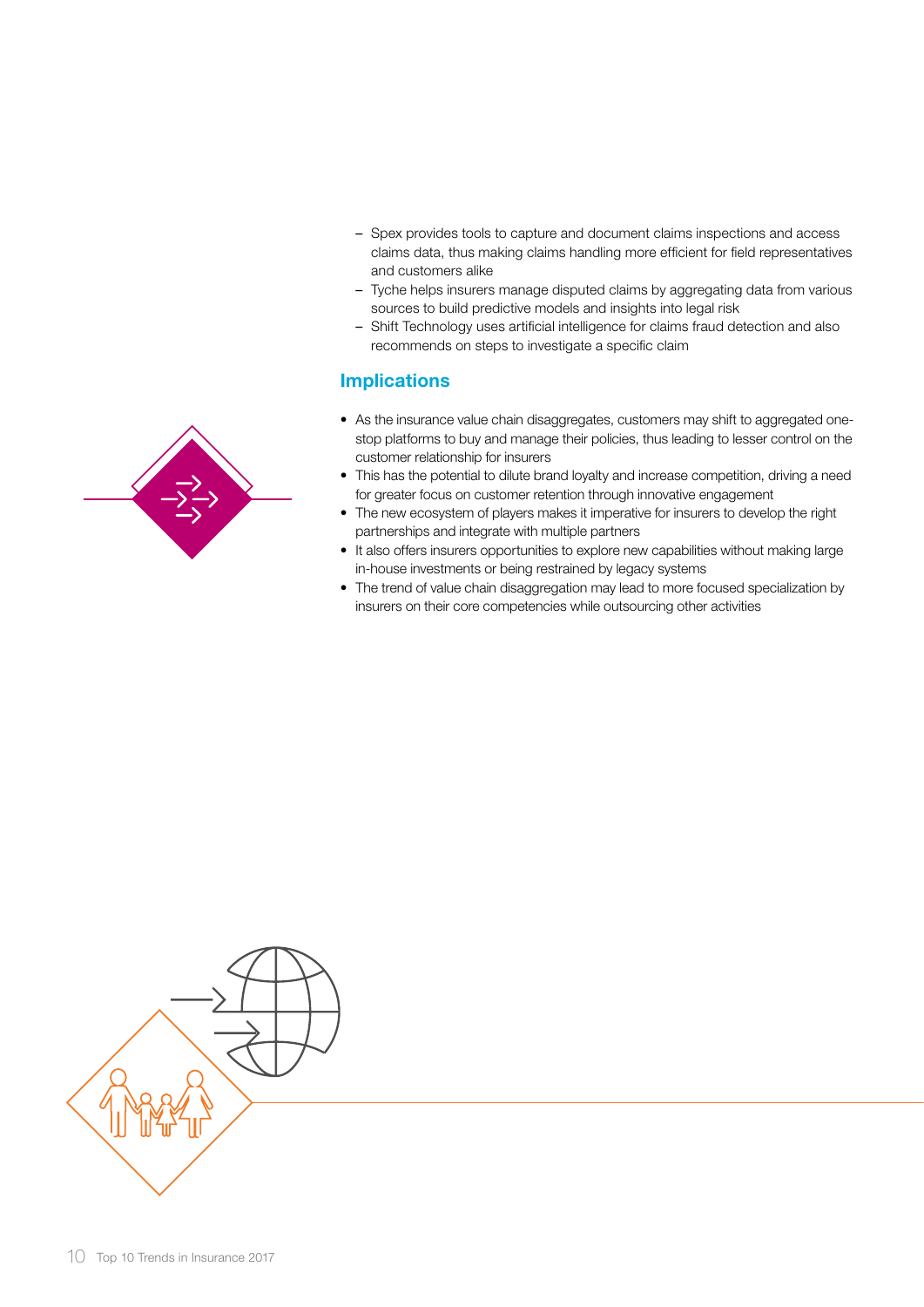- Spex provides tools to capture and document claims inspections and access claims data, thus making claims handling more efficient for field representatives and customers alike
- Tyche helps insurers manage disputed claims by aggregating data from various sources to build predictive models and insights into legal risk
- Shift Technology uses artificial intelligence for claims fraud detection and also recommends on steps to investigate a specific claim

## Implications

- As the insurance value chain disaggregates, customers may shift to aggregated one-stop platforms to buy and manage their policies, thus leading to lesser control on the customer relationship for insurers
- This has the potential to dilute brand loyalty and increase competition, driving a need for greater focus on customer retention through innovative engagement
- The new ecosystem of players makes it imperative for insurers to develop the right partnerships and integrate with multiple partners
- It also offers insurers opportunities to explore new capabilities without making large in-house investments or being restrained by legacy systems
- The trend of value chain disaggregation may lead to more focused specialization by insurers on their core competencies while outsourcing other activities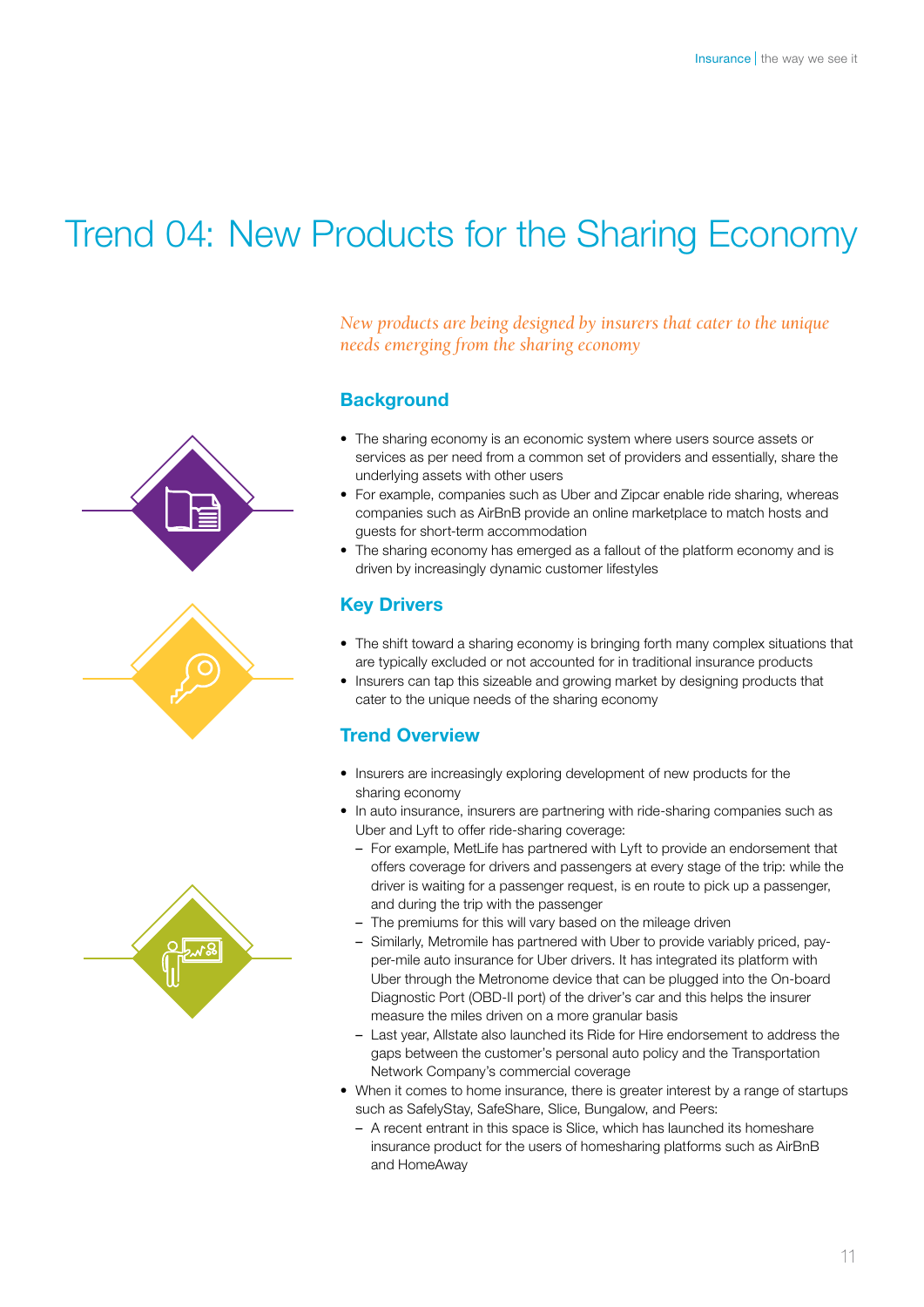# Trend 04: New Products for the Sharing Economy

*New products are being designed by insurers that cater to the unique needs emerging from the sharing economy*

## Background

- The sharing economy is an economic system where users source assets or services as per need from a common set of providers and essentially, share the underlying assets with other users
- For example, companies such as Uber and Zipcar enable ride sharing, whereas companies such as AirBnB provide an online marketplace to match hosts and guests for short-term accommodation
- The sharing economy has emerged as a fallout of the platform economy and is driven by increasingly dynamic customer lifestyles

## Key Drivers

- The shift toward a sharing economy is bringing forth many complex situations that are typically excluded or not accounted for in traditional insurance products
- Insurers can tap this sizeable and growing market by designing products that cater to the unique needs of the sharing economy

## Trend Overview

- Insurers are increasingly exploring development of new products for the sharing economy
- In auto insurance, insurers are partnering with ride-sharing companies such as Uber and Lyft to offer ride-sharing coverage:
  - For example, MetLife has partnered with Lyft to provide an endorsement that offers coverage for drivers and passengers at every stage of the trip: while the driver is waiting for a passenger request, is en route to pick up a passenger, and during the trip with the passenger
  - The premiums for this will vary based on the mileage driven
  - Similarly, Metromile has partnered with Uber to provide variably priced, pay-per-mile auto insurance for Uber drivers. It has integrated its platform with Uber through the Metronome device that can be plugged into the On-board Diagnostic Port (OBD-II port) of the driver's car and this helps the insurer measure the miles driven on a more granular basis
  - Last year, Allstate also launched its Ride for Hire endorsement to address the gaps between the customer's personal auto policy and the Transportation Network Company's commercial coverage
- When it comes to home insurance, there is greater interest by a range of startups such as SafelyStay, SafeShare, Slice, Bungalow, and Peers:
  - A recent entrant in this space is Slice, which has launched its homeshare insurance product for the users of homesharing platforms such as AirBnB and HomeAway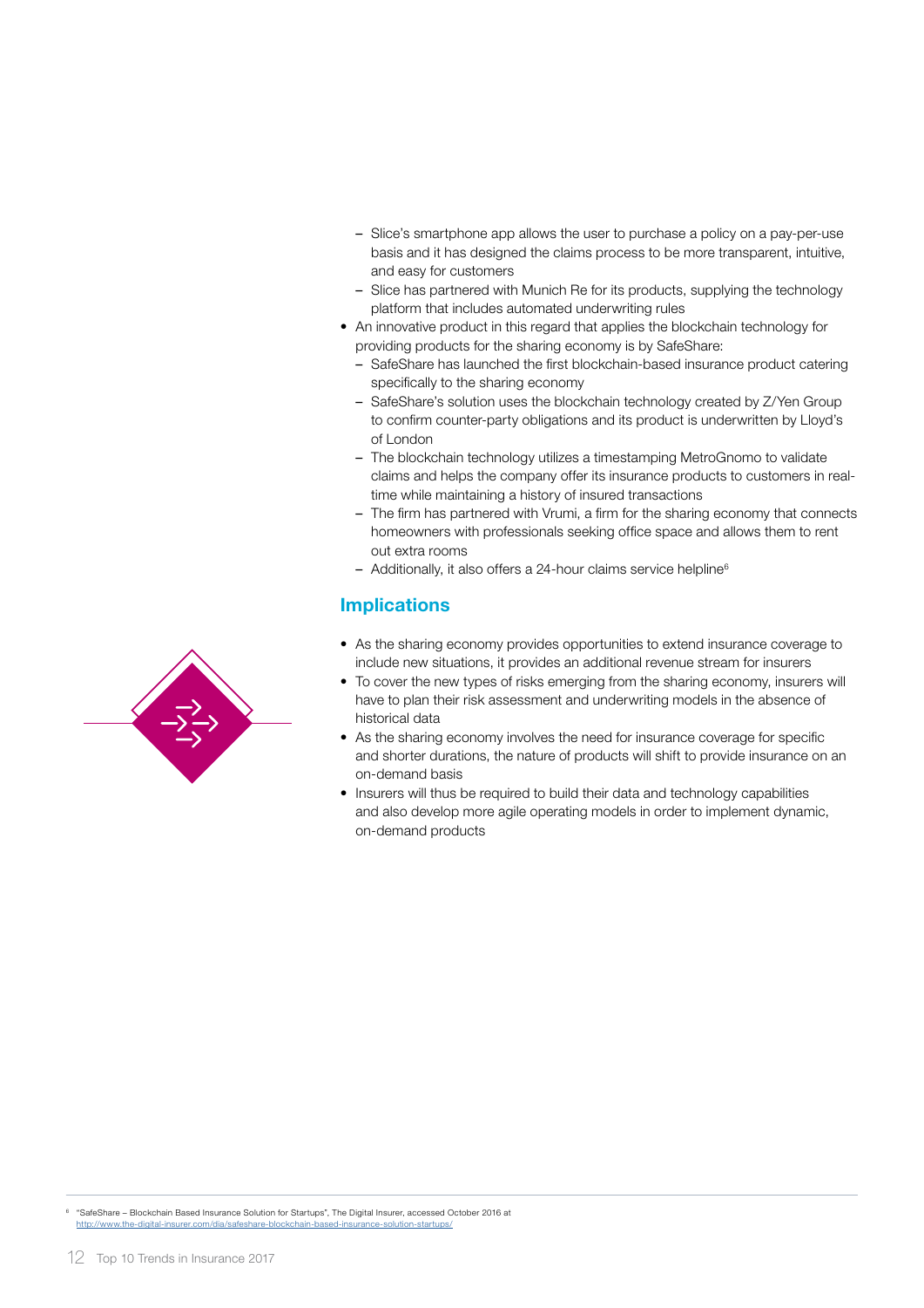- Slice's smartphone app allows the user to purchase a policy on a pay-per-use basis and it has designed the claims process to be more transparent, intuitive, and easy for customers
  - Slice has partnered with Munich Re for its products, supplying the technology platform that includes automated underwriting rules
- An innovative product in this regard that applies the blockchain technology for providing products for the sharing economy is by SafeShare:
  - SafeShare has launched the first blockchain-based insurance product catering specifically to the sharing economy
  - SafeShare's solution uses the blockchain technology created by Z/Yen Group to confirm counter-party obligations and its product is underwritten by Lloyd's of London
  - The blockchain technology utilizes a timestamping MetroGnomo to validate claims and helps the company offer its insurance products to customers in real-time while maintaining a history of insured transactions
  - The firm has partnered with Vrumi, a firm for the sharing economy that connects homeowners with professionals seeking office space and allows them to rent out extra rooms
  - Additionally, it also offers a 24-hour claims service helpline[6]

## Implications

- As the sharing economy provides opportunities to extend insurance coverage to include new situations, it provides an additional revenue stream for insurers
- To cover the new types of risks emerging from the sharing economy, insurers will have to plan their risk assessment and underwriting models in the absence of historical data
- As the sharing economy involves the need for insurance coverage for specific and shorter durations, the nature of products will shift to provide insurance on an on-demand basis
- Insurers will thus be required to build their data and technology capabilities and also develop more agile operating models in order to implement dynamic, on-demand products

[6] "SafeShare – Blockchain Based Insurance Solution for Startups", The Digital Insurer, accessed October 2016 at http://www.the-digital-insurer.com/dia/safeshare-blockchain-based-insurance-solution-startups/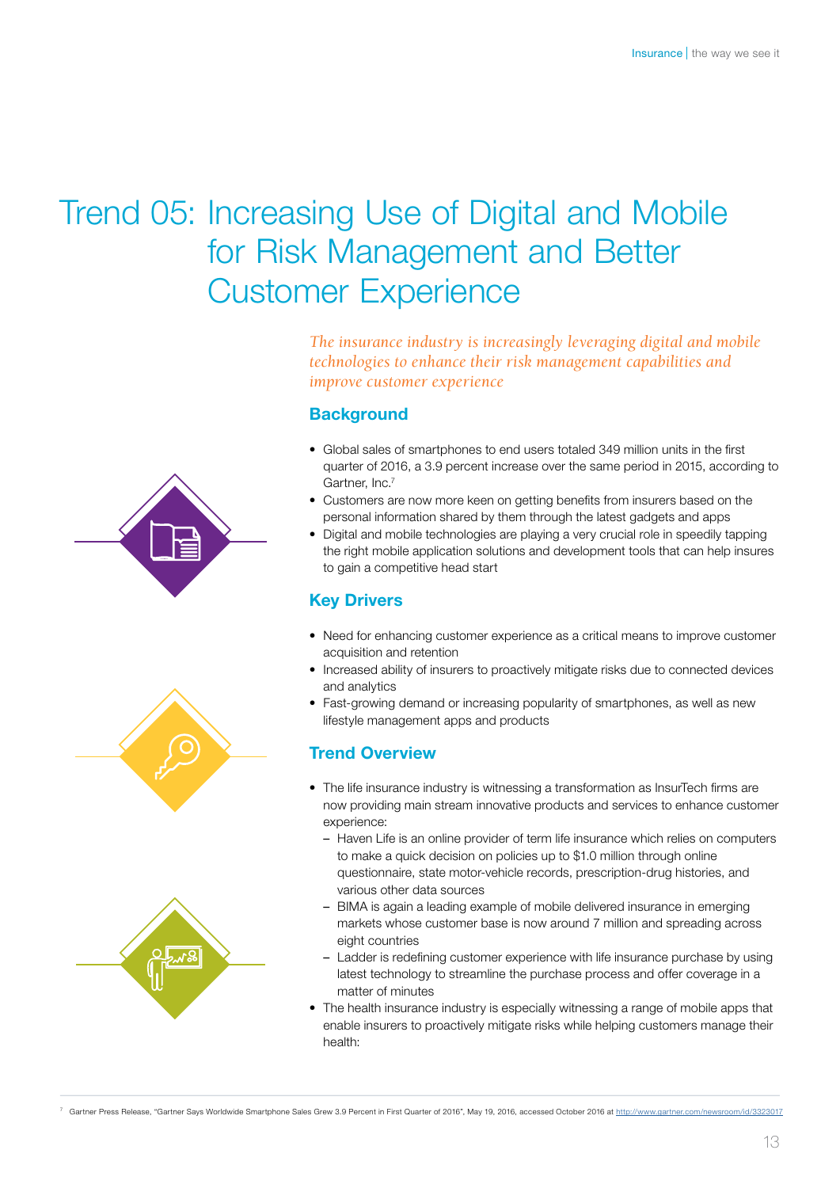# Trend 05: Increasing Use of Digital and Mobile for Risk Management and Better Customer Experience

*The insurance industry is increasingly leveraging digital and mobile technologies to enhance their risk management capabilities and improve customer experience*

## Background

- Global sales of smartphones to end users totaled 349 million units in the first quarter of 2016, a 3.9 percent increase over the same period in 2015, according to Gartner, Inc.[7]
- Customers are now more keen on getting benefits from insurers based on the personal information shared by them through the latest gadgets and apps
- Digital and mobile technologies are playing a very crucial role in speedily tapping the right mobile application solutions and development tools that can help insures to gain a competitive head start

## Key Drivers

- Need for enhancing customer experience as a critical means to improve customer acquisition and retention
- Increased ability of insurers to proactively mitigate risks due to connected devices and analytics
- Fast-growing demand or increasing popularity of smartphones, as well as new lifestyle management apps and products

## Trend Overview

- The life insurance industry is witnessing a transformation as InsurTech firms are now providing main stream innovative products and services to enhance customer experience:
  - Haven Life is an online provider of term life insurance which relies on computers to make a quick decision on policies up to $1.0 million through online questionnaire, state motor-vehicle records, prescription-drug histories, and various other data sources
  - BIMA is again a leading example of mobile delivered insurance in emerging markets whose customer base is now around 7 million and spreading across eight countries
  - Ladder is redefining customer experience with life insurance purchase by using latest technology to streamline the purchase process and offer coverage in a matter of minutes
- The health insurance industry is especially witnessing a range of mobile apps that enable insurers to proactively mitigate risks while helping customers manage their health:

---

[7] Gartner Press Release, "Gartner Says Worldwide Smartphone Sales Grew 3.9 Percent in First Quarter of 2016", May 19, 2016, accessed October 2016 at http://www.gartner.com/newsroom/id/3323017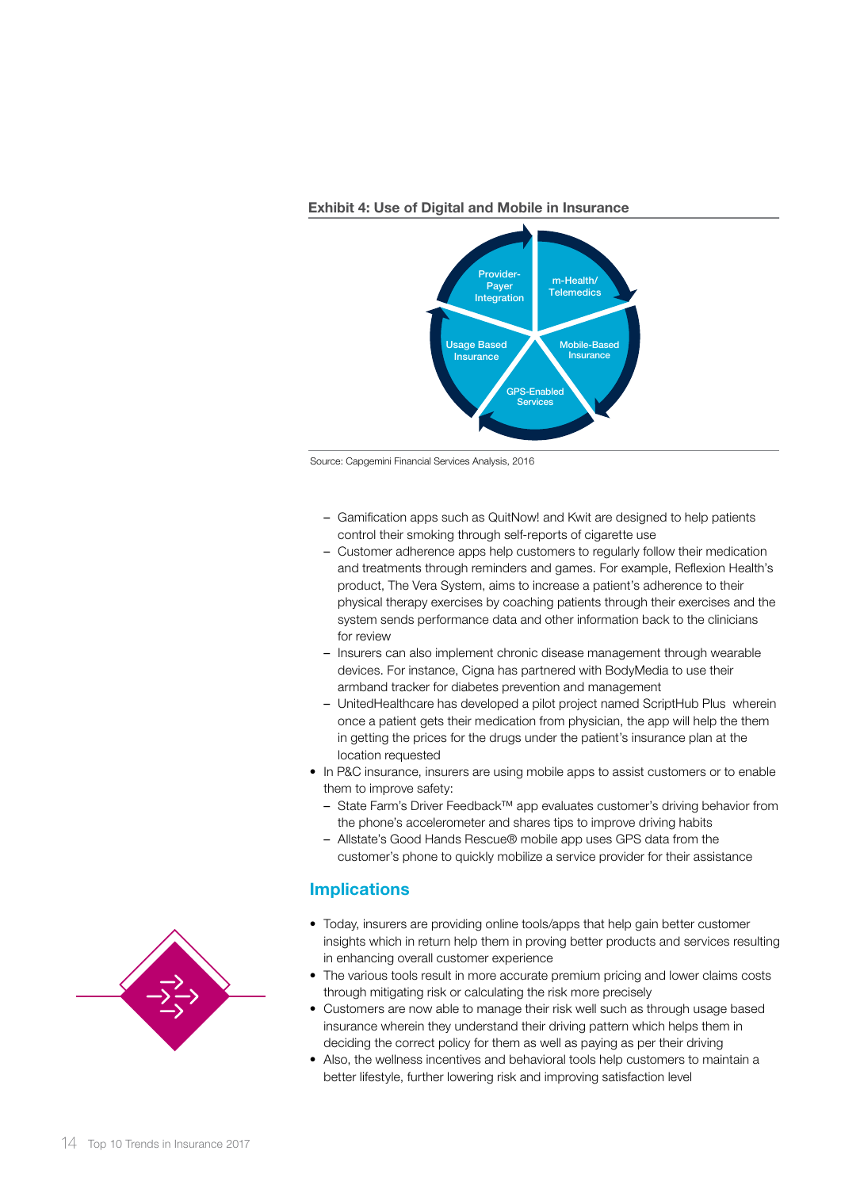**Exhibit 4: Use of Digital and Mobile in Insurance**

Provider-Payer Integration

m-Health/ Telemedics

Mobile-Based Insurance

GPS-Enabled Services

Usage Based Insurance

Source: Capgemini Financial Services Analysis, 2016

- Gamification apps such as QuitNow! and Kwit are designed to help patients control their smoking through self-reports of cigarette use
- Customer adherence apps help customers to regularly follow their medication and treatments through reminders and games. For example, Reflexion Health's product, The Vera System, aims to increase a patient's adherence to their physical therapy exercises by coaching patients through their exercises and the system sends performance data and other information back to the clinicians for review
- Insurers can also implement chronic disease management through wearable devices. For instance, Cigna has partnered with BodyMedia to use their armband tracker for diabetes prevention and management
- UnitedHealthcare has developed a pilot project named ScriptHub Plus wherein once a patient gets their medication from physician, the app will help the them in getting the prices for the drugs under the patient's insurance plan at the location requested

- In P&C insurance, insurers are using mobile apps to assist customers or to enable them to improve safety:
  - State Farm's Driver Feedback™ app evaluates customer's driving behavior from the phone's accelerometer and shares tips to improve driving habits
  - Allstate's Good Hands Rescue® mobile app uses GPS data from the customer's phone to quickly mobilize a service provider for their assistance

## Implications

- Today, insurers are providing online tools/apps that help gain better customer insights which in return help them in proving better products and services resulting in enhancing overall customer experience
- The various tools result in more accurate premium pricing and lower claims costs through mitigating risk or calculating the risk more precisely
- Customers are now able to manage their risk well such as through usage based insurance wherein they understand their driving pattern which helps them in deciding the correct policy for them as well as paying as per their driving
- Also, the wellness incentives and behavioral tools help customers to maintain a better lifestyle, further lowering risk and improving satisfaction level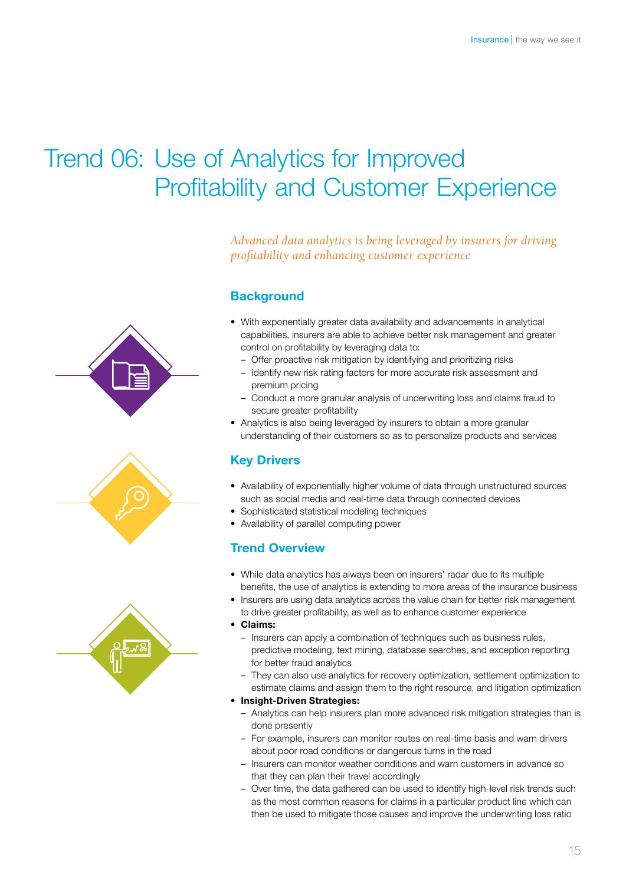# Trend 06: Use of Analytics for Improved Profitability and Customer Experience

*Advanced data analytics is being leveraged by insurers for driving profitability and enhancing customer experience*

## Background

- With exponentially greater data availability and advancements in analytical capabilities, insurers are able to achieve better risk management and greater control on profitability by leveraging data to:
  - Offer proactive risk mitigation by identifying and prioritizing risks
  - Identify new risk rating factors for more accurate risk assessment and premium pricing
  - Conduct a more granular analysis of underwriting loss and claims fraud to secure greater profitability
- Analytics is also being leveraged by insurers to obtain a more granular understanding of their customers so as to personalize products and services

## Key Drivers

- Availability of exponentially higher volume of data through unstructured sources such as social media and real-time data through connected devices
- Sophisticated statistical modeling techniques
- Availability of parallel computing power

## Trend Overview

- While data analytics has always been on insurers' radar due to its multiple benefits, the use of analytics is extending to more areas of the insurance business
- Insurers are using data analytics across the value chain for better risk management to drive greater profitability, as well as to enhance customer experience
- **Claims:**
  - Insurers can apply a combination of techniques such as business rules, predictive modeling, text mining, database searches, and exception reporting for better fraud analytics
  - They can also use analytics for recovery optimization, settlement optimization to estimate claims and assign them to the right resource, and litigation optimization
- **Insight-Driven Strategies:**
  - Analytics can help insurers plan more advanced risk mitigation strategies than is done presently
  - For example, insurers can monitor routes on real-time basis and warn drivers about poor road conditions or dangerous turns in the road
  - Insurers can monitor weather conditions and warn customers in advance so that they can plan their travel accordingly
  - Over time, the data gathered can be used to identify high-level risk trends such as the most common reasons for claims in a particular product line which can then be used to mitigate those causes and improve the underwriting loss ratio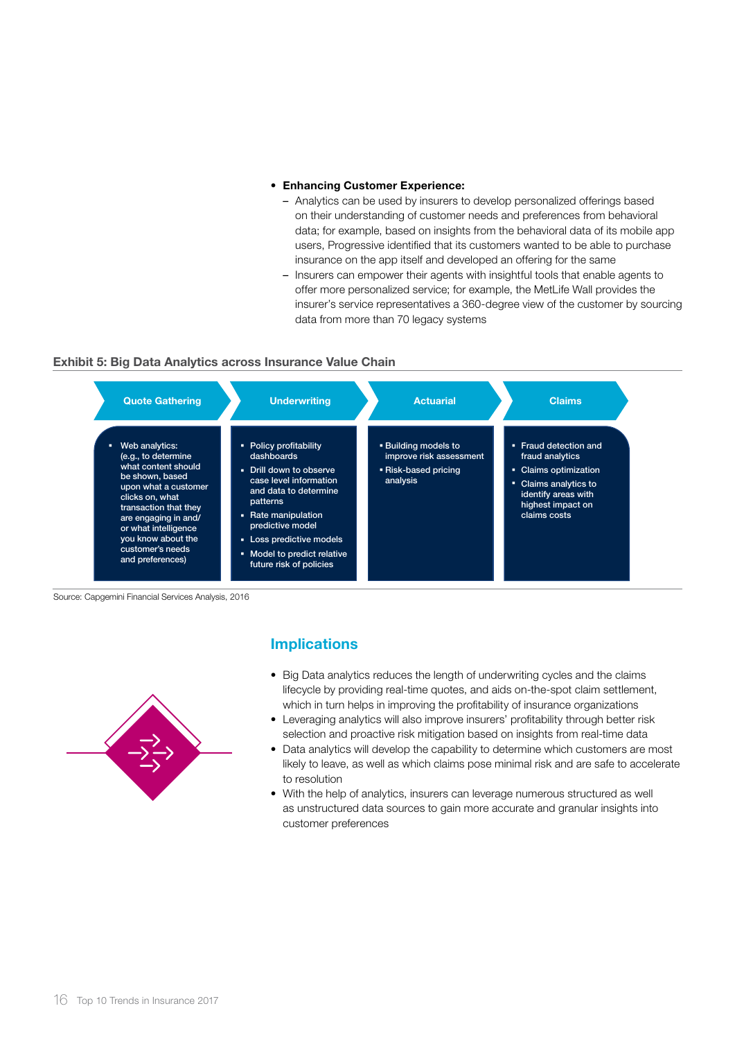- **Enhancing Customer Experience:**
  - Analytics can be used by insurers to develop personalized offerings based on their understanding of customer needs and preferences from behavioral data; for example, based on insights from the behavioral data of its mobile app users, Progressive identified that its customers wanted to be able to purchase insurance on the app itself and developed an offering for the same
  - Insurers can empower their agents with insightful tools that enable agents to offer more personalized service; for example, the MetLife Wall provides the insurer's service representatives a 360-degree view of the customer by sourcing data from more than 70 legacy systems

**Exhibit 5: Big Data Analytics across Insurance Value Chain**

| Quote Gathering | Underwriting | Actuarial | Claims |
|---|---|---|---|
| ▪ Web analytics: (e.g., to determine what content should be shown, based upon what a customer clicks on, what transaction that they are engaging in and/or what intelligence you know about the customer's needs and preferences) | ▪ Policy profitability dashboards<br>▪ Drill down to observe case level information and data to determine patterns<br>▪ Rate manipulation predictive model<br>▪ Loss predictive models<br>▪ Model to predict relative future risk of policies | ▪ Building models to improve risk assessment<br>▪ Risk-based pricing analysis | ▪ Fraud detection and fraud analytics<br>▪ Claims optimization<br>▪ Claims analytics to identify areas with highest impact on claims costs |

Source: Capgemini Financial Services Analysis, 2016

## Implications

- Big Data analytics reduces the length of underwriting cycles and the claims lifecycle by providing real-time quotes, and aids on-the-spot claim settlement, which in turn helps in improving the profitability of insurance organizations
- Leveraging analytics will also improve insurers' profitability through better risk selection and proactive risk mitigation based on insights from real-time data
- Data analytics will develop the capability to determine which customers are most likely to leave, as well as which claims pose minimal risk and are safe to accelerate to resolution
- With the help of analytics, insurers can leverage numerous structured as well as unstructured data sources to gain more accurate and granular insights into customer preferences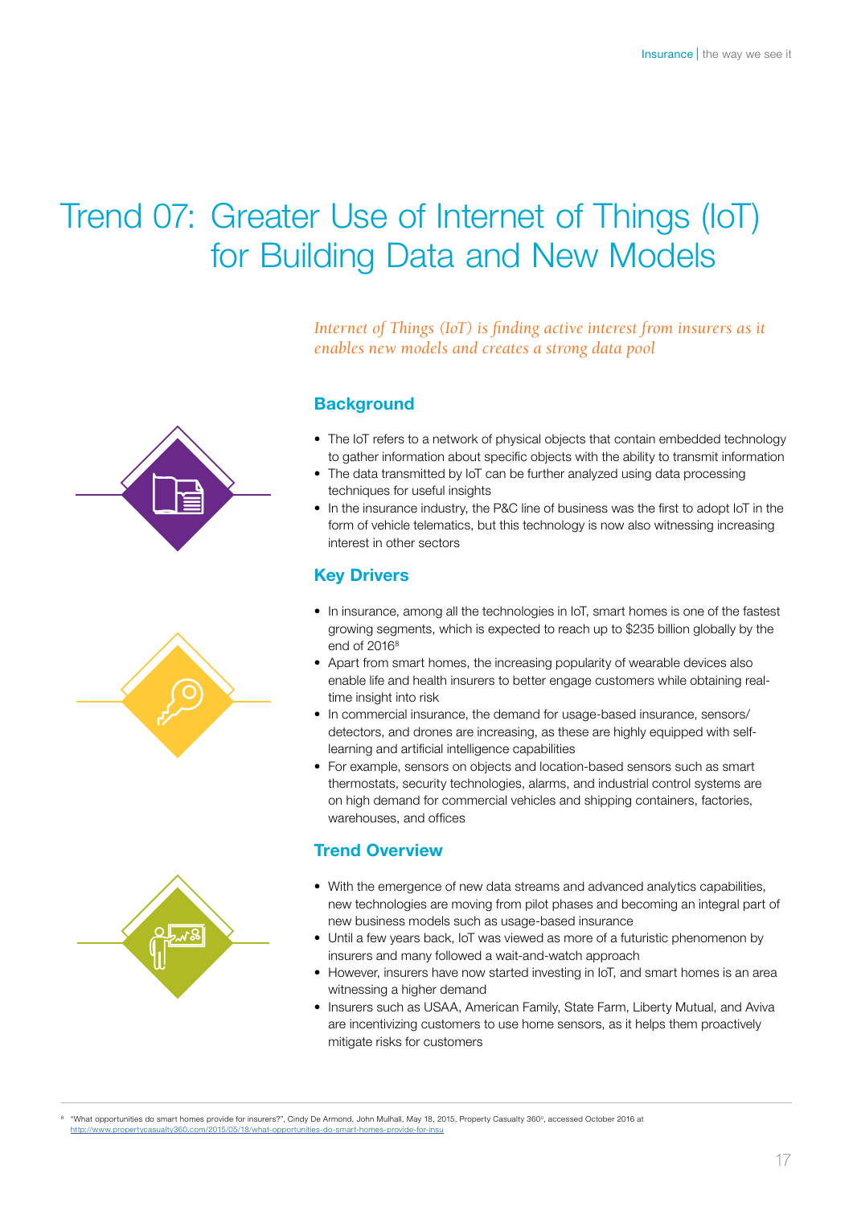# Trend 07: Greater Use of Internet of Things (IoT) for Building Data and New Models

*Internet of Things (IoT) is finding active interest from insurers as it enables new models and creates a strong data pool*

## Background

- The IoT refers to a network of physical objects that contain embedded technology to gather information about specific objects with the ability to transmit information
- The data transmitted by IoT can be further analyzed using data processing techniques for useful insights
- In the insurance industry, the P&C line of business was the first to adopt IoT in the form of vehicle telematics, but this technology is now also witnessing increasing interest in other sectors

## Key Drivers

- In insurance, among all the technologies in IoT, smart homes is one of the fastest growing segments, which is expected to reach up to $235 billion globally by the end of 2016[8]
- Apart from smart homes, the increasing popularity of wearable devices also enable life and health insurers to better engage customers while obtaining real-time insight into risk
- In commercial insurance, the demand for usage-based insurance, sensors/ detectors, and drones are increasing, as these are highly equipped with self-learning and artificial intelligence capabilities
- For example, sensors on objects and location-based sensors such as smart thermostats, security technologies, alarms, and industrial control systems are on high demand for commercial vehicles and shipping containers, factories, warehouses, and offices

## Trend Overview

- With the emergence of new data streams and advanced analytics capabilities, new technologies are moving from pilot phases and becoming an integral part of new business models such as usage-based insurance
- Until a few years back, IoT was viewed as more of a futuristic phenomenon by insurers and many followed a wait-and-watch approach
- However, insurers have now started investing in IoT, and smart homes is an area witnessing a higher demand
- Insurers such as USAA, American Family, State Farm, Liberty Mutual, and Aviva are incentivizing customers to use home sensors, as it helps them proactively mitigate risks for customers

[8] "What opportunities do smart homes provide for insurers?", Cindy De Armond, John Mulhall, May 18, 2015, Property Casualty 360®, accessed October 2016 at http://www.propertycasualty360.com/2015/05/18/what-opportunities-do-smart-homes-provide-for-insu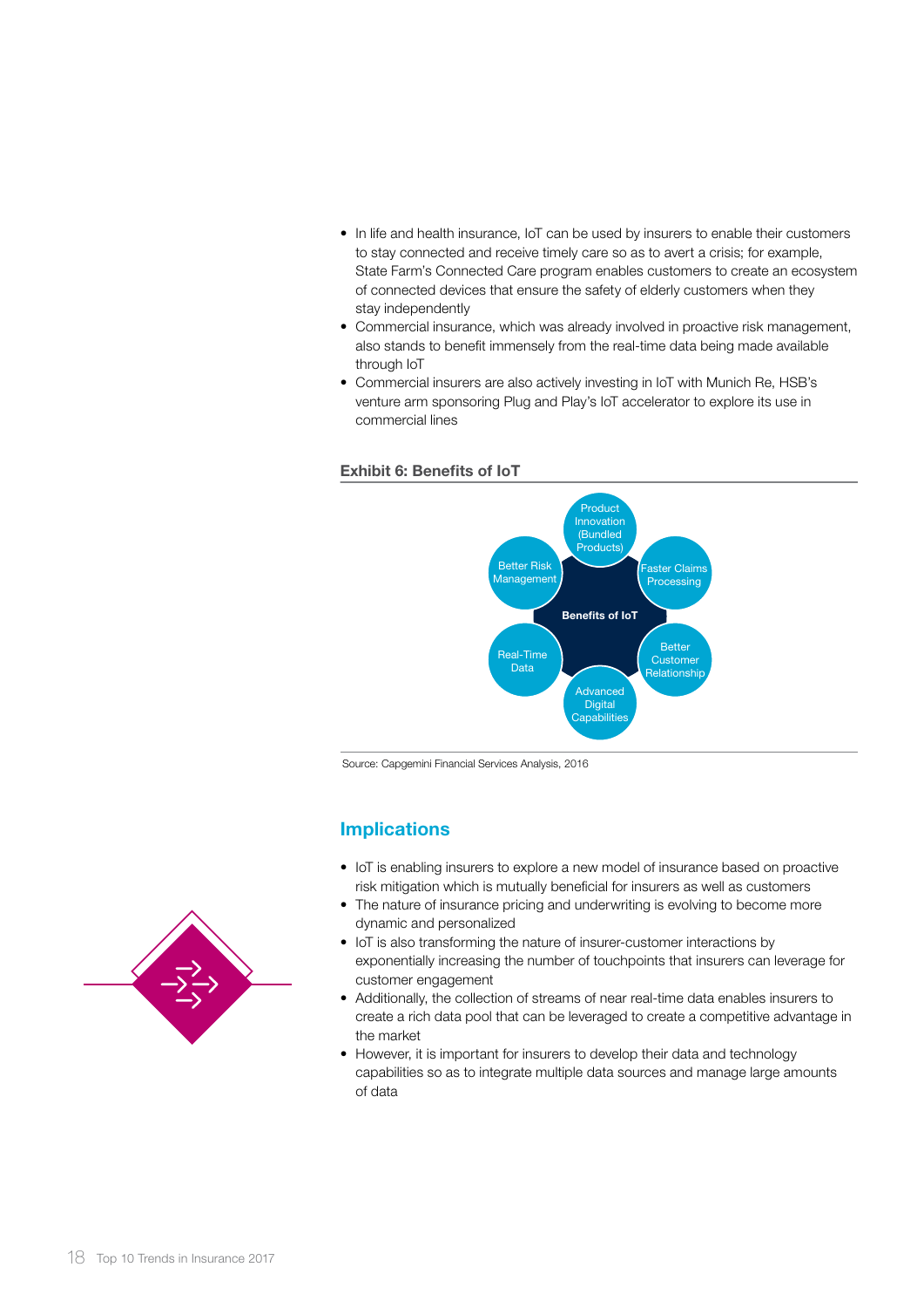- In life and health insurance, IoT can be used by insurers to enable their customers to stay connected and receive timely care so as to avert a crisis; for example, State Farm's Connected Care program enables customers to create an ecosystem of connected devices that ensure the safety of elderly customers when they stay independently
- Commercial insurance, which was already involved in proactive risk management, also stands to benefit immensely from the real-time data being made available through IoT
- Commercial insurers are also actively investing in IoT with Munich Re, HSB's venture arm sponsoring Plug and Play's IoT accelerator to explore its use in commercial lines

**Exhibit 6: Benefits of IoT**

Benefits of IoT

- Product Innovation (Bundled Products)
- Faster Claims Processing
- Better Customer Relationship
- Advanced Digital Capabilities
- Real-Time Data
- Better Risk Management

Source: Capgemini Financial Services Analysis, 2016

## Implications

- IoT is enabling insurers to explore a new model of insurance based on proactive risk mitigation which is mutually beneficial for insurers as well as customers
- The nature of insurance pricing and underwriting is evolving to become more dynamic and personalized
- IoT is also transforming the nature of insurer-customer interactions by exponentially increasing the number of touchpoints that insurers can leverage for customer engagement
- Additionally, the collection of streams of near real-time data enables insurers to create a rich data pool that can be leveraged to create a competitive advantage in the market
- However, it is important for insurers to develop their data and technology capabilities so as to integrate multiple data sources and manage large amounts of data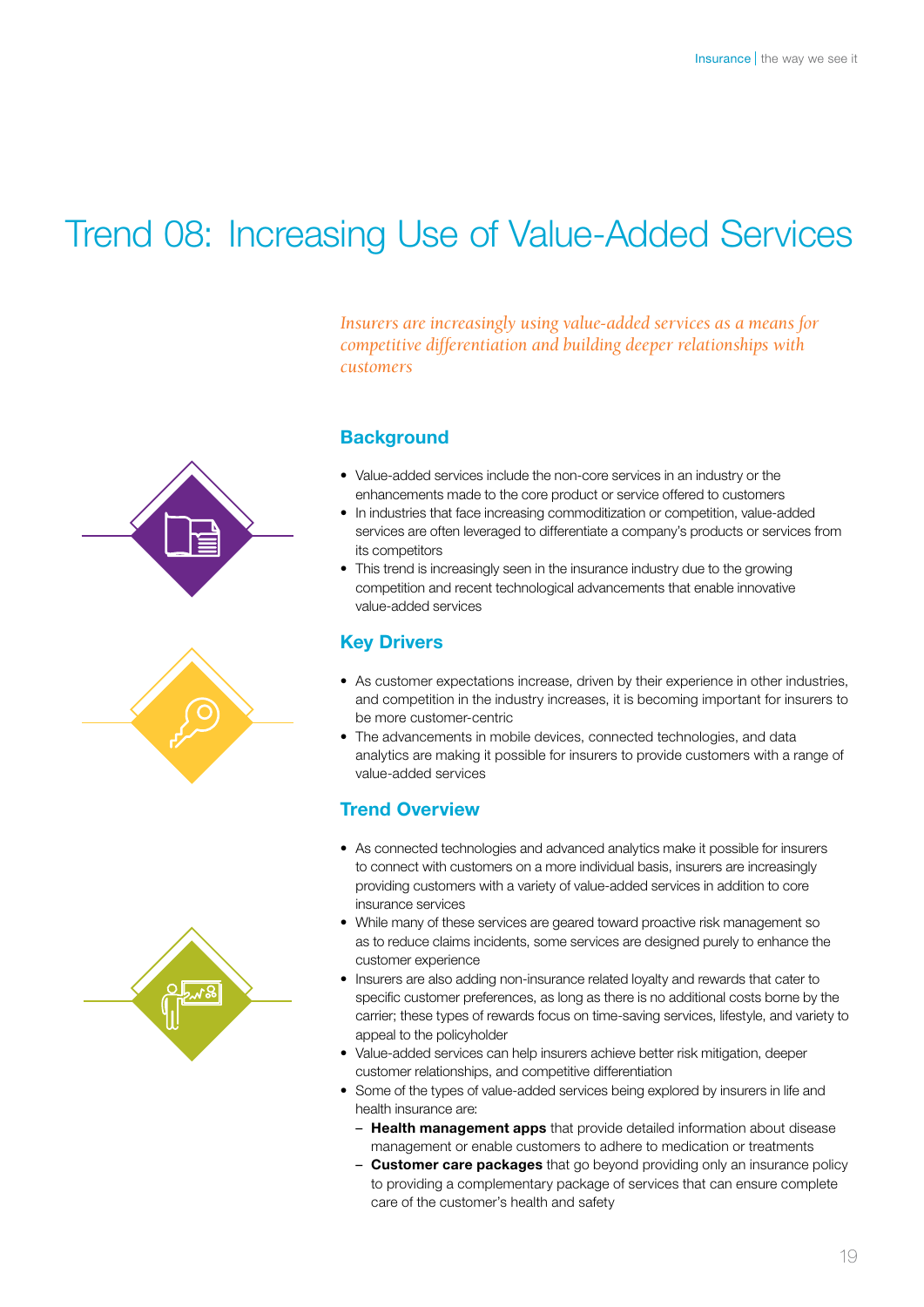# Trend 08: Increasing Use of Value-Added Services

*Insurers are increasingly using value-added services as a means for competitive differentiation and building deeper relationships with customers*

## Background

- Value-added services include the non-core services in an industry or the enhancements made to the core product or service offered to customers
- In industries that face increasing commoditization or competition, value-added services are often leveraged to differentiate a company's products or services from its competitors
- This trend is increasingly seen in the insurance industry due to the growing competition and recent technological advancements that enable innovative value-added services

## Key Drivers

- As customer expectations increase, driven by their experience in other industries, and competition in the industry increases, it is becoming important for insurers to be more customer-centric
- The advancements in mobile devices, connected technologies, and data analytics are making it possible for insurers to provide customers with a range of value-added services

## Trend Overview

- As connected technologies and advanced analytics make it possible for insurers to connect with customers on a more individual basis, insurers are increasingly providing customers with a variety of value-added services in addition to core insurance services
- While many of these services are geared toward proactive risk management so as to reduce claims incidents, some services are designed purely to enhance the customer experience
- Insurers are also adding non-insurance related loyalty and rewards that cater to specific customer preferences, as long as there is no additional costs borne by the carrier; these types of rewards focus on time-saving services, lifestyle, and variety to appeal to the policyholder
- Value-added services can help insurers achieve better risk mitigation, deeper customer relationships, and competitive differentiation
- Some of the types of value-added services being explored by insurers in life and health insurance are:
  - **Health management apps** that provide detailed information about disease management or enable customers to adhere to medication or treatments
  - **Customer care packages** that go beyond providing only an insurance policy to providing a complementary package of services that can ensure complete care of the customer's health and safety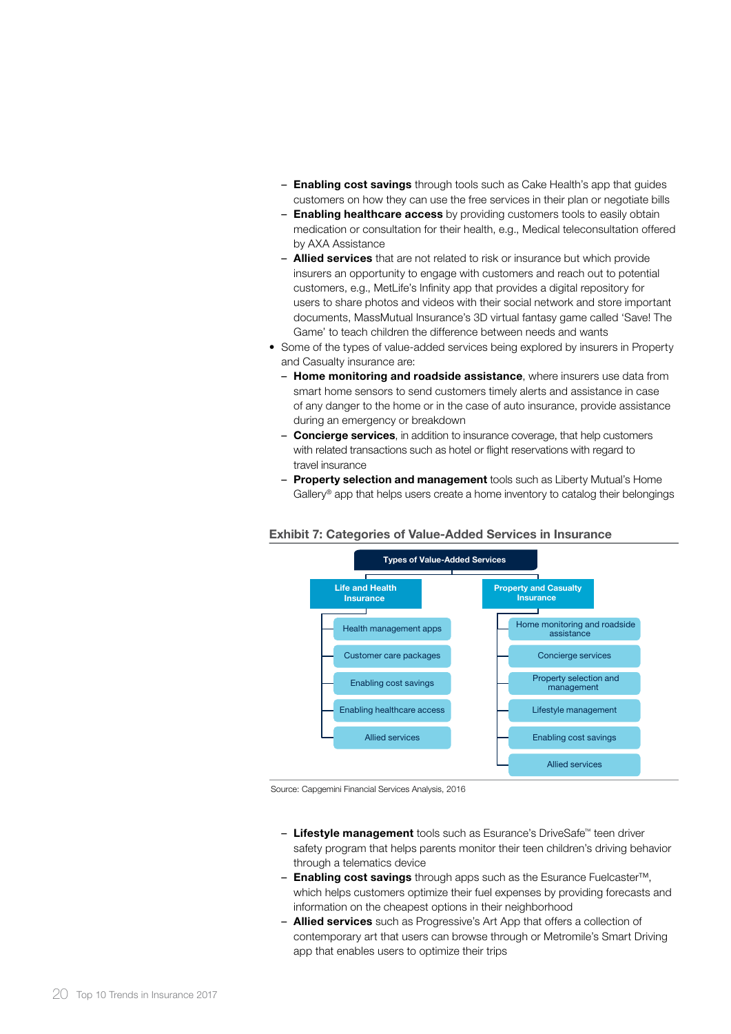- **Enabling cost savings** through tools such as Cake Health's app that guides customers on how they can use the free services in their plan or negotiate bills
  - **Enabling healthcare access** by providing customers tools to easily obtain medication or consultation for their health, e.g., Medical teleconsultation offered by AXA Assistance
  - **Allied services** that are not related to risk or insurance but which provide insurers an opportunity to engage with customers and reach out to potential customers, e.g., MetLife's Infinity app that provides a digital repository for users to share photos and videos with their social network and store important documents, MassMutual Insurance's 3D virtual fantasy game called 'Save! The Game' to teach children the difference between needs and wants
- Some of the types of value-added services being explored by insurers in Property and Casualty insurance are:
  - **Home monitoring and roadside assistance**, where insurers use data from smart home sensors to send customers timely alerts and assistance in case of any danger to the home or in the case of auto insurance, provide assistance during an emergency or breakdown
  - **Concierge services**, in addition to insurance coverage, that help customers with related transactions such as hotel or flight reservations with regard to travel insurance
  - **Property selection and management** tools such as Liberty Mutual's Home Gallery® app that helps users create a home inventory to catalog their belongings

### Exhibit 7: Categories of Value-Added Services in Insurance

**Types of Value-Added Services**

| Life and Health Insurance | Property and Casualty Insurance |
|---|---|
| Health management apps | Home monitoring and roadside assistance |
| Customer care packages | Concierge services |
| Enabling cost savings | Property selection and management |
| Enabling healthcare access | Lifestyle management |
| Allied services | Enabling cost savings |
| | Allied services |

Source: Capgemini Financial Services Analysis, 2016

  - **Lifestyle management** tools such as Esurance's DriveSafe™ teen driver safety program that helps parents monitor their teen children's driving behavior through a telematics device
  - **Enabling cost savings** through apps such as the Esurance Fuelcaster™, which helps customers optimize their fuel expenses by providing forecasts and information on the cheapest options in their neighborhood
  - **Allied services** such as Progressive's Art App that offers a collection of contemporary art that users can browse through or Metromile's Smart Driving app that enables users to optimize their trips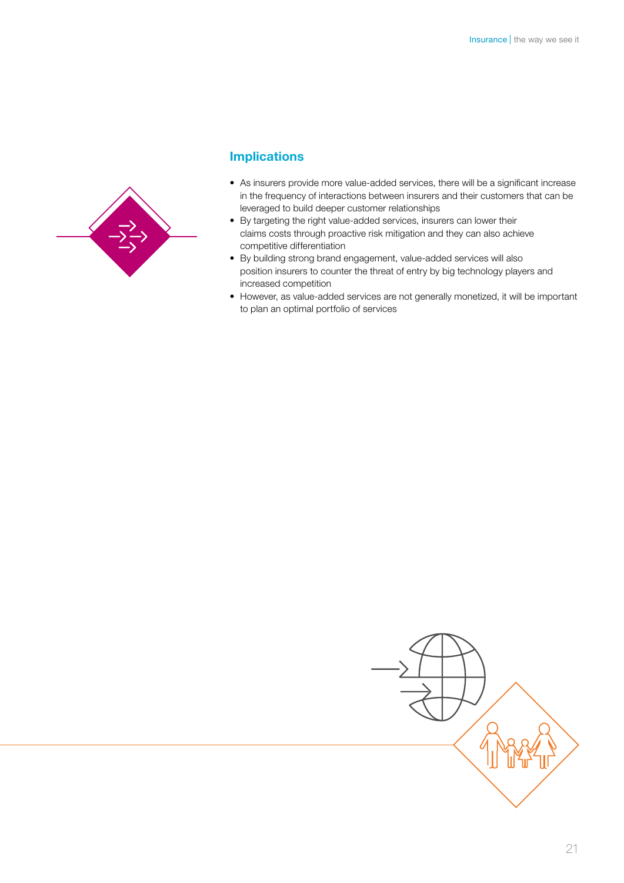## Implications

- As insurers provide more value-added services, there will be a significant increase in the frequency of interactions between insurers and their customers that can be leveraged to build deeper customer relationships
- By targeting the right value-added services, insurers can lower their claims costs through proactive risk mitigation and they can also achieve competitive differentiation
- By building strong brand engagement, value-added services will also position insurers to counter the threat of entry by big technology players and increased competition
- However, as value-added services are not generally monetized, it will be important to plan an optimal portfolio of services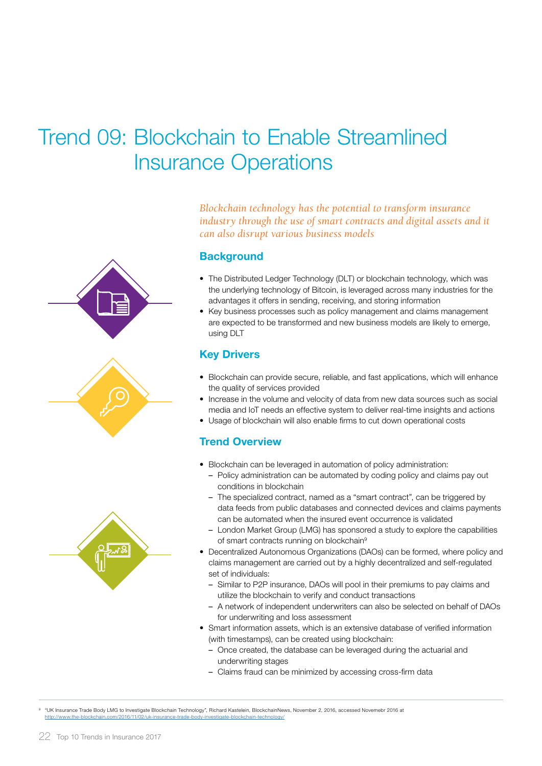# Trend 09: Blockchain to Enable Streamlined Insurance Operations

*Blockchain technology has the potential to transform insurance industry through the use of smart contracts and digital assets and it can also disrupt various business models*

## Background

- The Distributed Ledger Technology (DLT) or blockchain technology, which was the underlying technology of Bitcoin, is leveraged across many industries for the advantages it offers in sending, receiving, and storing information
- Key business processes such as policy management and claims management are expected to be transformed and new business models are likely to emerge, using DLT

## Key Drivers

- Blockchain can provide secure, reliable, and fast applications, which will enhance the quality of services provided
- Increase in the volume and velocity of data from new data sources such as social media and IoT needs an effective system to deliver real-time insights and actions
- Usage of blockchain will also enable firms to cut down operational costs

## Trend Overview

- Blockchain can be leveraged in automation of policy administration:
  - Policy administration can be automated by coding policy and claims pay out conditions in blockchain
  - The specialized contract, named as a "smart contract", can be triggered by data feeds from public databases and connected devices and claims payments can be automated when the insured event occurrence is validated
  - London Market Group (LMG) has sponsored a study to explore the capabilities of smart contracts running on blockchain[9]
- Decentralized Autonomous Organizations (DAOs) can be formed, where policy and claims management are carried out by a highly decentralized and self-regulated set of individuals:
  - Similar to P2P insurance, DAOs will pool in their premiums to pay claims and utilize the blockchain to verify and conduct transactions
  - A network of independent underwriters can also be selected on behalf of DAOs for underwriting and loss assessment
- Smart information assets, which is an extensive database of verified information (with timestamps), can be created using blockchain:
  - Once created, the database can be leveraged during the actuarial and underwriting stages
  - Claims fraud can be minimized by accessing cross-firm data

---

[9] "UK Insurance Trade Body LMG to Investigate Blockchain Technology", Richard Kastelein, BlockchainNews, November 2, 2016, accessed Novemebr 2016 at http://www.the-blockchain.com/2016/11/02/uk-insurance-trade-body-investigate-blockchain-technology/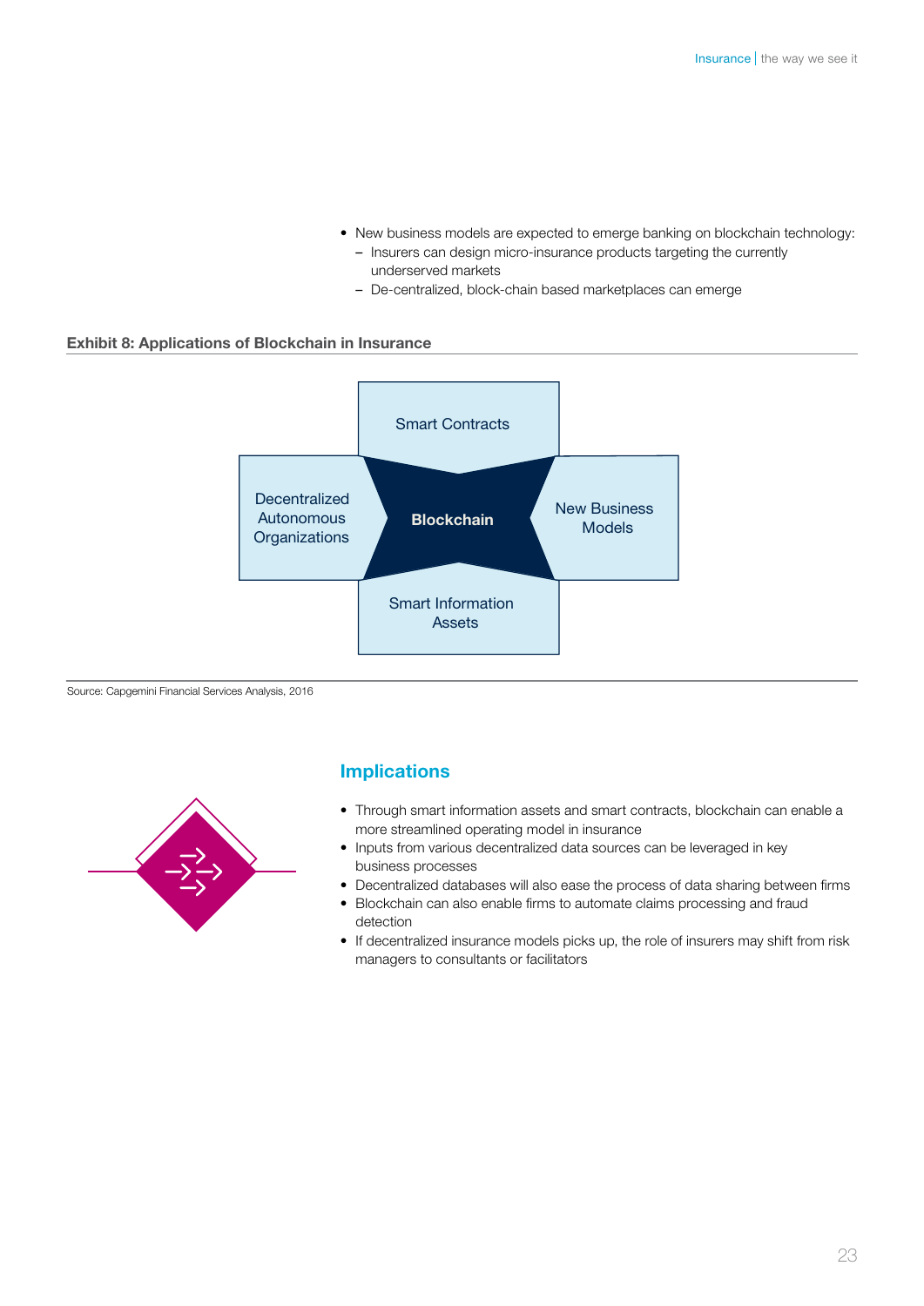- New business models are expected to emerge banking on blockchain technology:
  - Insurers can design micro-insurance products targeting the currently underserved markets
  - De-centralized, block-chain based marketplaces can emerge

**Exhibit 8: Applications of Blockchain in Insurance**

Smart Contracts

Decentralized Autonomous Organizations

**Blockchain**

New Business Models

Smart Information Assets

Source: Capgemini Financial Services Analysis, 2016

## Implications

- Through smart information assets and smart contracts, blockchain can enable a more streamlined operating model in insurance
- Inputs from various decentralized data sources can be leveraged in key business processes
- Decentralized databases will also ease the process of data sharing between firms
- Blockchain can also enable firms to automate claims processing and fraud detection
- If decentralized insurance models picks up, the role of insurers may shift from risk managers to consultants or facilitators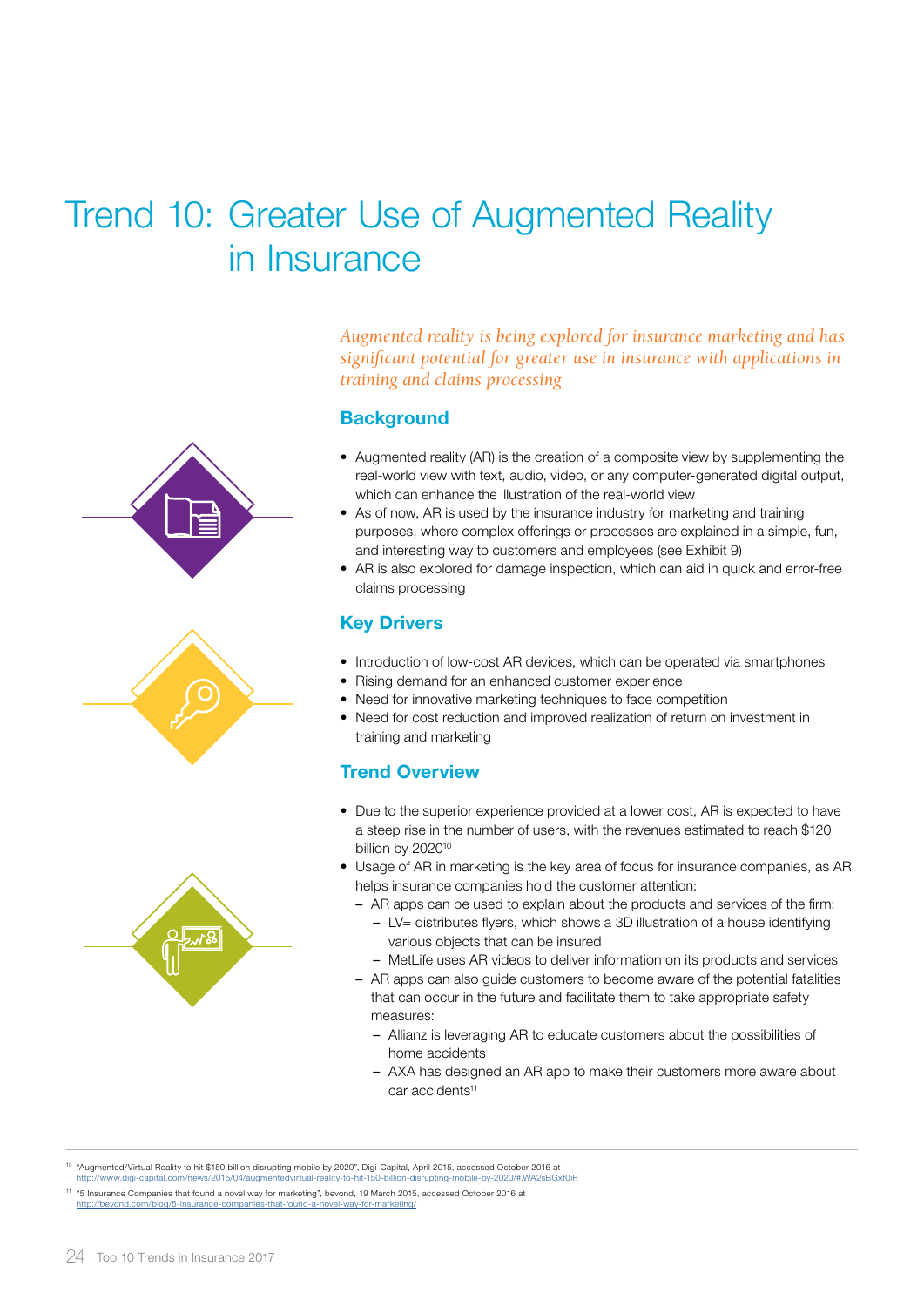# Trend 10: Greater Use of Augmented Reality in Insurance

*Augmented reality is being explored for insurance marketing and has significant potential for greater use in insurance with applications in training and claims processing*

## Background

- Augmented reality (AR) is the creation of a composite view by supplementing the real-world view with text, audio, video, or any computer-generated digital output, which can enhance the illustration of the real-world view
- As of now, AR is used by the insurance industry for marketing and training purposes, where complex offerings or processes are explained in a simple, fun, and interesting way to customers and employees (see Exhibit 9)
- AR is also explored for damage inspection, which can aid in quick and error-free claims processing

## Key Drivers

- Introduction of low-cost AR devices, which can be operated via smartphones
- Rising demand for an enhanced customer experience
- Need for innovative marketing techniques to face competition
- Need for cost reduction and improved realization of return on investment in training and marketing

## Trend Overview

- Due to the superior experience provided at a lower cost, AR is expected to have a steep rise in the number of users, with the revenues estimated to reach $120 billion by 2020[10]
- Usage of AR in marketing is the key area of focus for insurance companies, as AR helps insurance companies hold the customer attention:
  - AR apps can be used to explain about the products and services of the firm:
    - LV= distributes flyers, which shows a 3D illustration of a house identifying various objects that can be insured
    - MetLife uses AR videos to deliver information on its products and services
  - AR apps can also guide customers to become aware of the potential fatalities that can occur in the future and facilitate them to take appropriate safety measures:
    - Allianz is leveraging AR to educate customers about the possibilities of home accidents
    - AXA has designed an AR app to make their customers more aware about car accidents[11]

---

[10] "Augmented/Virtual Reality to hit $150 billion disrupting mobile by 2020", Digi-Capital, April 2015, accessed October 2016 at http://www.digi-capital.com/news/2015/04/augmentedvirtual-reality-to-hit-150-billion-disrupting-mobile-by-2020/#.WA2sBGxf0iR

[11] "5 Insurance Companies that found a novel way for marketing", bevond, 19 March 2015, accessed October 2016 at http://bevond.com/blog/5-insurance-companies-that-found-a-novel-way-for-marketing/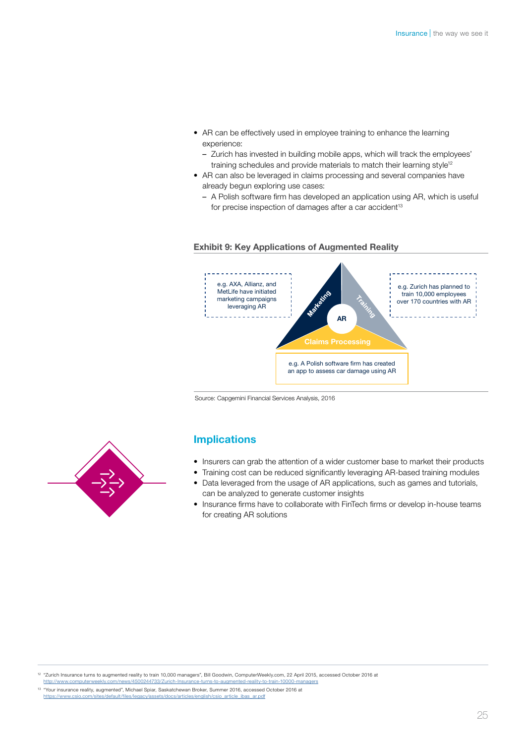- AR can be effectively used in employee training to enhance the learning experience:
  - Zurich has invested in building mobile apps, which will track the employees' training schedules and provide materials to match their learning style[12]
- AR can also be leveraged in claims processing and several companies have already begun exploring use cases:
  - A Polish software firm has developed an application using AR, which is useful for precise inspection of damages after a car accident[13]

**Exhibit 9: Key Applications of Augmented Reality**

AR

- Marketing: e.g. AXA, Allianz, and MetLife have initiated marketing campaigns leveraging AR
- Training: e.g. Zurich has planned to train 10,000 employees over 170 countries with AR
- Claims Processing: e.g. A Polish software firm has created an app to assess car damage using AR

Source: Capgemini Financial Services Analysis, 2016

## Implications

- Insurers can grab the attention of a wider customer base to market their products
- Training cost can be reduced significantly leveraging AR-based training modules
- Data leveraged from the usage of AR applications, such as games and tutorials, can be analyzed to generate customer insights
- Insurance firms have to collaborate with FinTech firms or develop in-house teams for creating AR solutions

[12] "Zurich Insurance turns to augmented reality to train 10,000 managers", Bill Goodwin, ComputerWeekly.com, 22 April 2015, accessed October 2016 at http://www.computerweekly.com/news/4500244733/Zurich-Insurance-turns-to-augmented-reality-to-train-10000-managers

[13] "Your insurance reality, augmented", Michael Spiar, Saskatchewan Broker, Summer 2016, accessed October 2016 at https://www.csio.com/sites/default/files/legacy/assets/docs/articles/english/csio_article_ibas_ar.pdf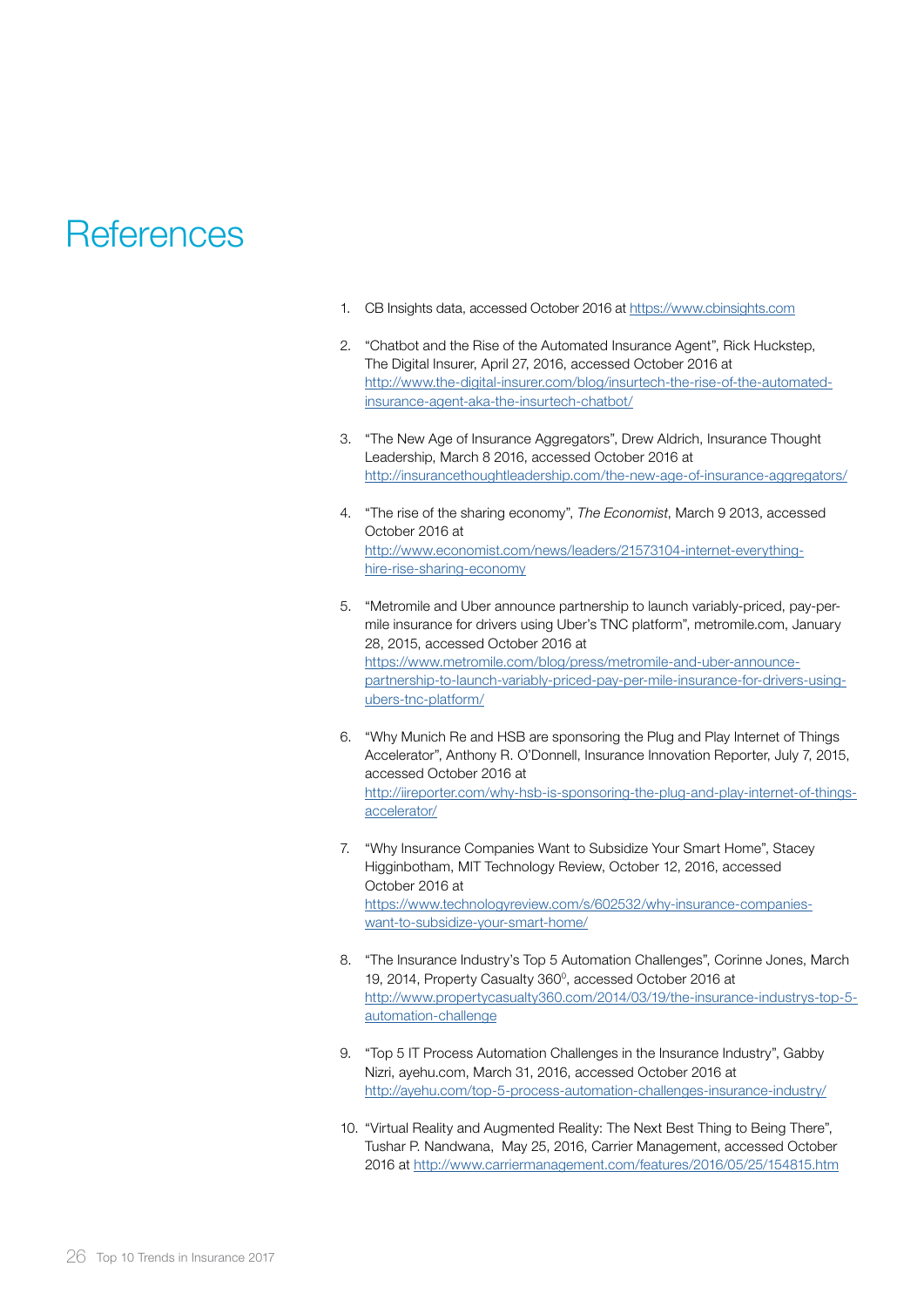# References

1. CB Insights data, accessed October 2016 at https://www.cbinsights.com

2. "Chatbot and the Rise of the Automated Insurance Agent", Rick Huckstep, The Digital Insurer, April 27, 2016, accessed October 2016 at http://www.the-digital-insurer.com/blog/insurtech-the-rise-of-the-automated-insurance-agent-aka-the-insurtech-chatbot/

3. "The New Age of Insurance Aggregators", Drew Aldrich, Insurance Thought Leadership, March 8 2016, accessed October 2016 at http://insurancethoughtleadership.com/the-new-age-of-insurance-aggregators/

4. "The rise of the sharing economy", *The Economist*, March 9 2013, accessed October 2016 at http://www.economist.com/news/leaders/21573104-internet-everything-hire-rise-sharing-economy

5. "Metromile and Uber announce partnership to launch variably-priced, pay-per-mile insurance for drivers using Uber's TNC platform", metromile.com, January 28, 2015, accessed October 2016 at https://www.metromile.com/blog/press/metromile-and-uber-announce-partnership-to-launch-variably-priced-pay-per-mile-insurance-for-drivers-using-ubers-tnc-platform/

6. "Why Munich Re and HSB are sponsoring the Plug and Play Internet of Things Accelerator", Anthony R. O'Donnell, Insurance Innovation Reporter, July 7, 2015, accessed October 2016 at http://iireporter.com/why-hsb-is-sponsoring-the-plug-and-play-internet-of-things-accelerator/

7. "Why Insurance Companies Want to Subsidize Your Smart Home", Stacey Higginbotham, MIT Technology Review, October 12, 2016, accessed October 2016 at https://www.technologyreview.com/s/602532/why-insurance-companies-want-to-subsidize-your-smart-home/

8. "The Insurance Industry's Top 5 Automation Challenges", Corinne Jones, March 19, 2014, Property Casualty 360°, accessed October 2016 at http://www.propertycasualty360.com/2014/03/19/the-insurance-industrys-top-5-automation-challenge

9. "Top 5 IT Process Automation Challenges in the Insurance Industry", Gabby Nizri, ayehu.com, March 31, 2016, accessed October 2016 at http://ayehu.com/top-5-process-automation-challenges-insurance-industry/

10. "Virtual Reality and Augmented Reality: The Next Best Thing to Being There", Tushar P. Nandwana, May 25, 2016, Carrier Management, accessed October 2016 at http://www.carriermanagement.com/features/2016/05/25/154815.htm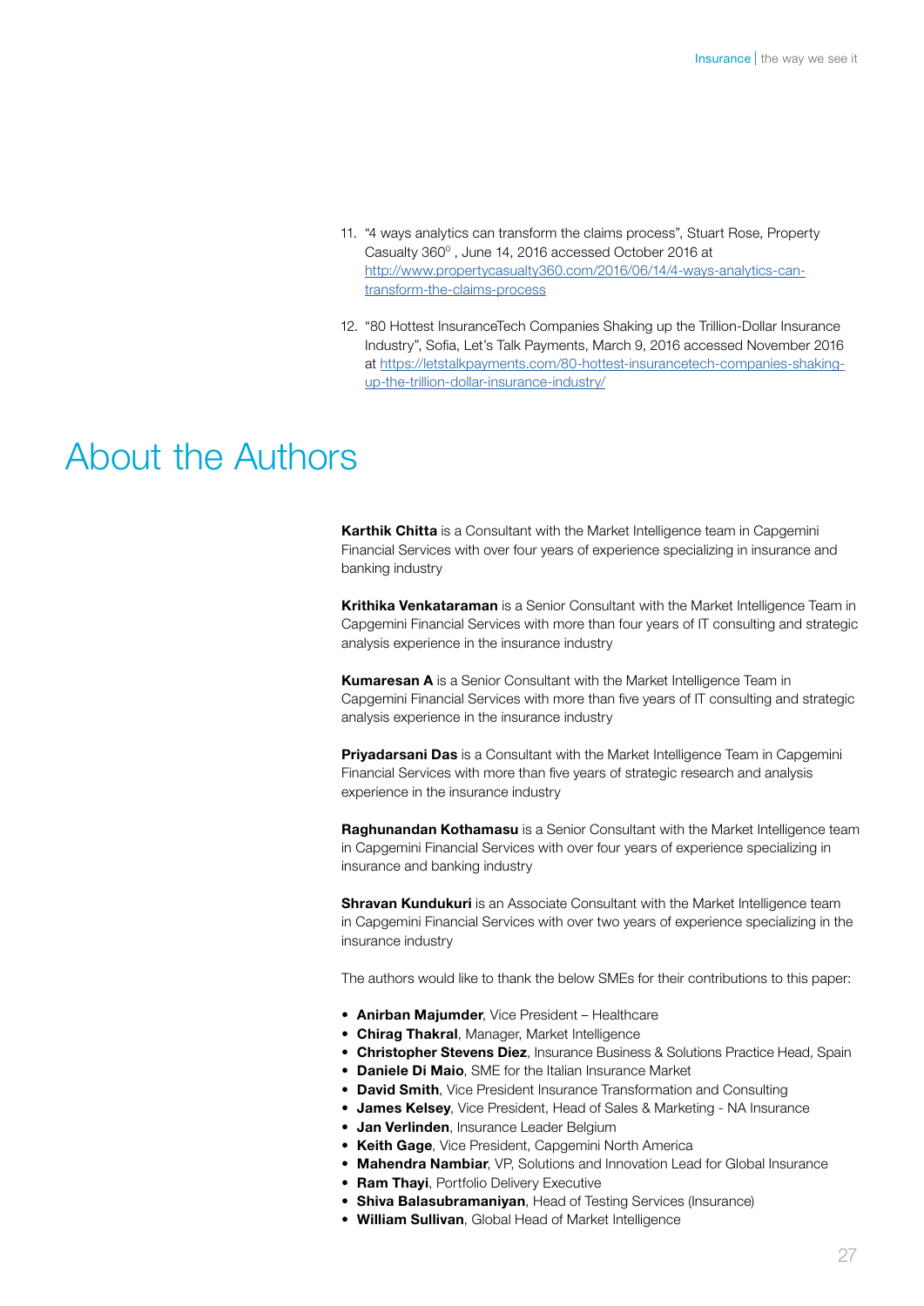11. "4 ways analytics can transform the claims process", Stuart Rose, Property Casualty 360°, June 14, 2016 accessed October 2016 at http://www.propertycasualty360.com/2016/06/14/4-ways-analytics-can-transform-the-claims-process

12. "80 Hottest InsuranceTech Companies Shaking up the Trillion-Dollar Insurance Industry", Sofia, Let's Talk Payments, March 9, 2016 accessed November 2016 at https://letstalkpayments.com/80-hottest-insurancetech-companies-shaking-up-the-trillion-dollar-insurance-industry/

# About the Authors

**Karthik Chitta** is a Consultant with the Market Intelligence team in Capgemini Financial Services with over four years of experience specializing in insurance and banking industry

**Krithika Venkataraman** is a Senior Consultant with the Market Intelligence Team in Capgemini Financial Services with more than four years of IT consulting and strategic analysis experience in the insurance industry

**Kumaresan A** is a Senior Consultant with the Market Intelligence Team in Capgemini Financial Services with more than five years of IT consulting and strategic analysis experience in the insurance industry

**Priyadarsani Das** is a Consultant with the Market Intelligence Team in Capgemini Financial Services with more than five years of strategic research and analysis experience in the insurance industry

**Raghunandan Kothamasu** is a Senior Consultant with the Market Intelligence team in Capgemini Financial Services with over four years of experience specializing in insurance and banking industry

**Shravan Kundukuri** is an Associate Consultant with the Market Intelligence team in Capgemini Financial Services with over two years of experience specializing in the insurance industry

The authors would like to thank the below SMEs for their contributions to this paper:

- **Anirban Majumder**, Vice President – Healthcare
- **Chirag Thakral**, Manager, Market Intelligence
- **Christopher Stevens Diez**, Insurance Business & Solutions Practice Head, Spain
- **Daniele Di Maio**, SME for the Italian Insurance Market
- **David Smith**, Vice President Insurance Transformation and Consulting
- **James Kelsey**, Vice President, Head of Sales & Marketing - NA Insurance
- **Jan Verlinden**, Insurance Leader Belgium
- **Keith Gage**, Vice President, Capgemini North America
- **Mahendra Nambiar**, VP, Solutions and Innovation Lead for Global Insurance
- **Ram Thayi**, Portfolio Delivery Executive
- **Shiva Balasubramaniyan**, Head of Testing Services (Insurance)
- **William Sullivan**, Global Head of Market Intelligence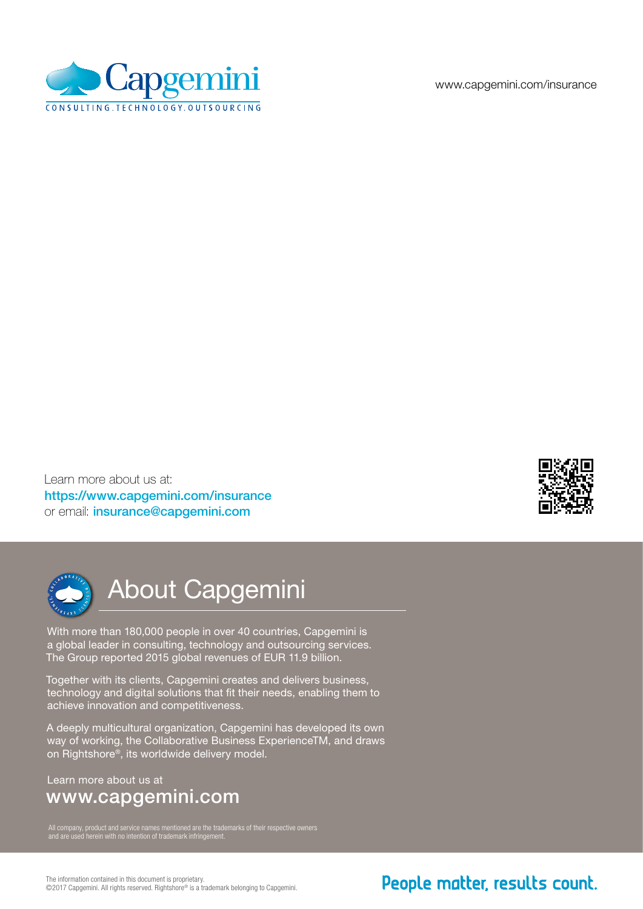www.capgemini.com/insurance

Learn more about us at:
https://www.capgemini.com/insurance
or email: insurance@capgemini.com

## About Capgemini

With more than 180,000 people in over 40 countries, Capgemini is a global leader in consulting, technology and outsourcing services. The Group reported 2015 global revenues of EUR 11.9 billion.

Together with its clients, Capgemini creates and delivers business, technology and digital solutions that fit their needs, enabling them to achieve innovation and competitiveness.

A deeply multicultural organization, Capgemini has developed its own way of working, the Collaborative Business ExperienceTM, and draws on Rightshore®, its worldwide delivery model.

Learn more about us at
**www.capgemini.com**

All company, product and service names mentioned are the trademarks of their respective owners and are used herein with no intention of trademark infringement.

The information contained in this document is proprietary.
©2017 Capgemini. All rights reserved. Rightshore® is a trademark belonging to Capgemini.

People matter, results count.